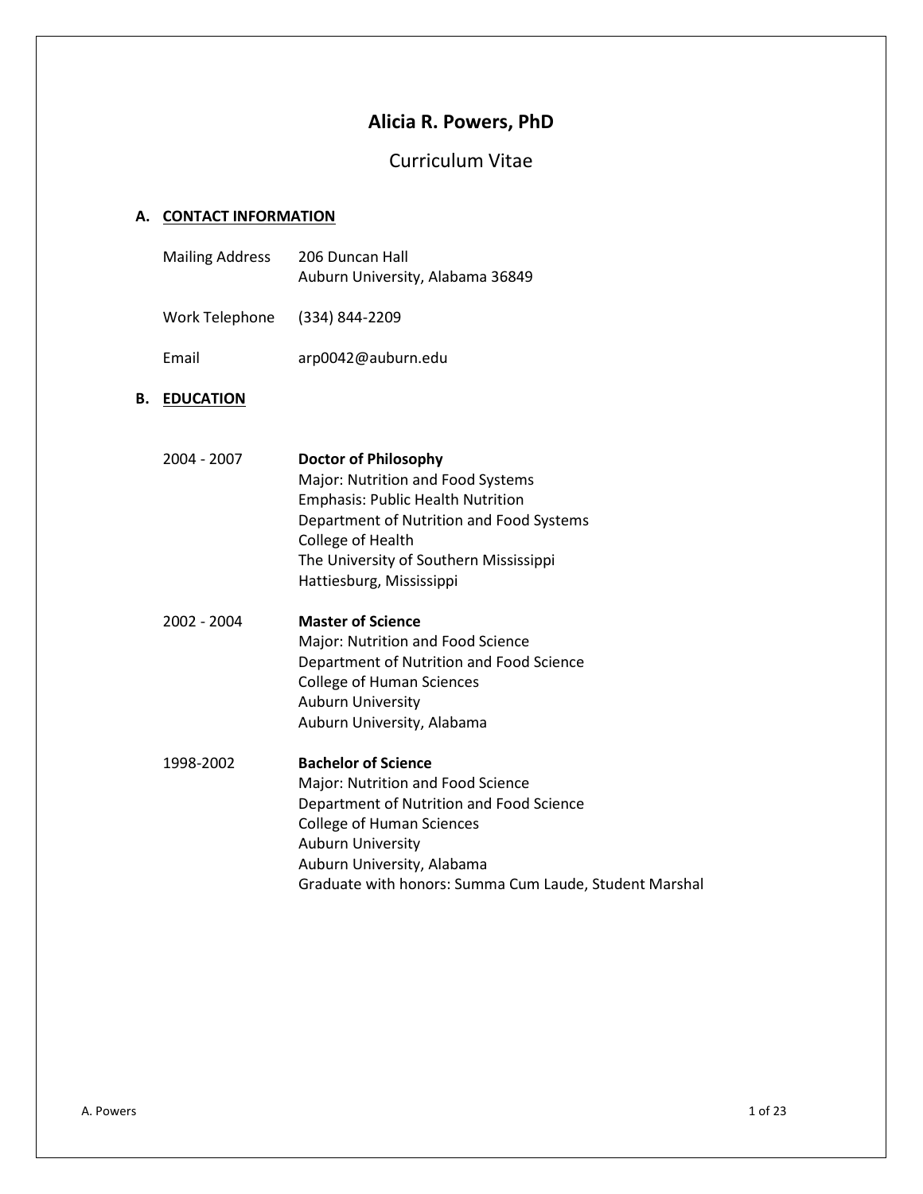# Alicia R. Powers, PhD

## Curriculum Vitae

### A. CONTACT INFORMATION

| | |
|---|---|
| Mailing Address | 206 Duncan Hall<br>Auburn University, Alabama 36849 |
| Work Telephone | (334) 844-2209 |
| Email | arp0042@auburn.edu |

### B. EDUCATION

2004 - 2007 **Doctor of Philosophy**
Major: Nutrition and Food Systems
Emphasis: Public Health Nutrition
Department of Nutrition and Food Systems
College of Health
The University of Southern Mississippi
Hattiesburg, Mississippi

2002 - 2004 **Master of Science**
Major: Nutrition and Food Science
Department of Nutrition and Food Science
College of Human Sciences
Auburn University
Auburn University, Alabama

1998-2002 **Bachelor of Science**
Major: Nutrition and Food Science
Department of Nutrition and Food Science
College of Human Sciences
Auburn University
Auburn University, Alabama
Graduate with honors: Summa Cum Laude, Student Marshal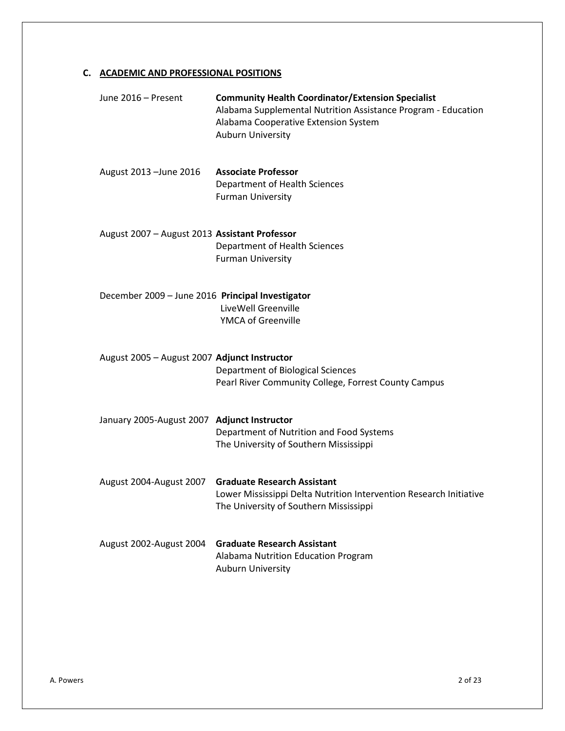## C. ACADEMIC AND PROFESSIONAL POSITIONS

June 2016 – Present
**Community Health Coordinator/Extension Specialist**
Alabama Supplemental Nutrition Assistance Program - Education
Alabama Cooperative Extension System
Auburn University

August 2013 –June 2016
**Associate Professor**
Department of Health Sciences
Furman University

August 2007 – August 2013
**Assistant Professor**
Department of Health Sciences
Furman University

December 2009 – June 2016
**Principal Investigator**
LiveWell Greenville
YMCA of Greenville

August 2005 – August 2007
**Adjunct Instructor**
Department of Biological Sciences
Pearl River Community College, Forrest County Campus

January 2005-August 2007
**Adjunct Instructor**
Department of Nutrition and Food Systems
The University of Southern Mississippi

August 2004-August 2007
**Graduate Research Assistant**
Lower Mississippi Delta Nutrition Intervention Research Initiative
The University of Southern Mississippi

August 2002-August 2004
**Graduate Research Assistant**
Alabama Nutrition Education Program
Auburn University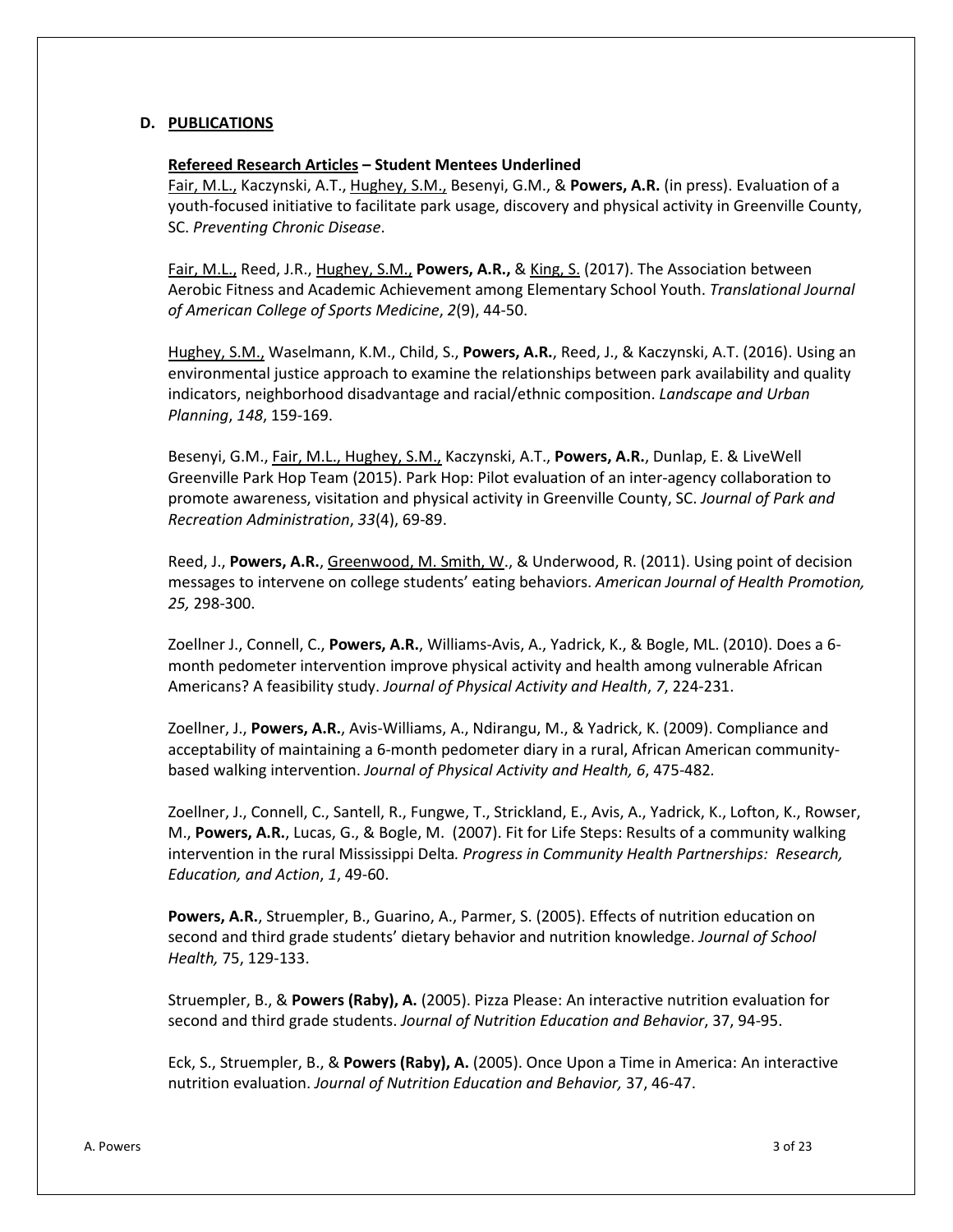## D. PUBLICATIONS

### Refereed Research Articles – Student Mentees Underlined

<u>Fair, M.L.,</u> Kaczynski, A.T., <u>Hughey, S.M.,</u> Besenyi, G.M., & **Powers, A.R.** (in press). Evaluation of a youth-focused initiative to facilitate park usage, discovery and physical activity in Greenville County, SC. *Preventing Chronic Disease*.

<u>Fair, M.L.,</u> Reed, J.R., <u>Hughey, S.M.,</u> **Powers, A.R.,** & <u>King, S.</u> (2017). The Association between Aerobic Fitness and Academic Achievement among Elementary School Youth. *Translational Journal of American College of Sports Medicine*, *2*(9), 44-50.

<u>Hughey, S.M.,</u> Waselmann, K.M., Child, S., **Powers, A.R.**, Reed, J., & Kaczynski, A.T. (2016). Using an environmental justice approach to examine the relationships between park availability and quality indicators, neighborhood disadvantage and racial/ethnic composition. *Landscape and Urban Planning*, *148*, 159-169.

Besenyi, G.M., <u>Fair, M.L., Hughey, S.M.,</u> Kaczynski, A.T., **Powers, A.R.**, Dunlap, E. & LiveWell Greenville Park Hop Team (2015). Park Hop: Pilot evaluation of an inter-agency collaboration to promote awareness, visitation and physical activity in Greenville County, SC. *Journal of Park and Recreation Administration*, *33*(4), 69-89.

Reed, J., **Powers, A.R.**, <u>Greenwood, M. Smith, W</u>., & Underwood, R. (2011). Using point of decision messages to intervene on college students' eating behaviors. *American Journal of Health Promotion, 25,* 298-300.

Zoellner J., Connell, C., **Powers, A.R.**, Williams-Avis, A., Yadrick, K., & Bogle, ML. (2010). Does a 6-month pedometer intervention improve physical activity and health among vulnerable African Americans? A feasibility study. *Journal of Physical Activity and Health*, *7*, 224-231.

Zoellner, J., **Powers, A.R.**, Avis-Williams, A., Ndirangu, M., & Yadrick, K. (2009). Compliance and acceptability of maintaining a 6-month pedometer diary in a rural, African American community-based walking intervention. *Journal of Physical Activity and Health, 6*, 475-482.

Zoellner, J., Connell, C., Santell, R., Fungwe, T., Strickland, E., Avis, A., Yadrick, K., Lofton, K., Rowser, M., **Powers, A.R.**, Lucas, G., & Bogle, M. (2007). Fit for Life Steps: Results of a community walking intervention in the rural Mississippi Delta*. Progress in Community Health Partnerships: Research, Education, and Action*, *1*, 49-60.

**Powers, A.R.**, Struempler, B., Guarino, A., Parmer, S. (2005). Effects of nutrition education on second and third grade students' dietary behavior and nutrition knowledge. *Journal of School Health,* 75, 129-133.

Struempler, B., & **Powers (Raby), A.** (2005). Pizza Please: An interactive nutrition evaluation for second and third grade students. *Journal of Nutrition Education and Behavior*, 37, 94-95.

Eck, S., Struempler, B., & **Powers (Raby), A.** (2005). Once Upon a Time in America: An interactive nutrition evaluation. *Journal of Nutrition Education and Behavior,* 37, 46-47.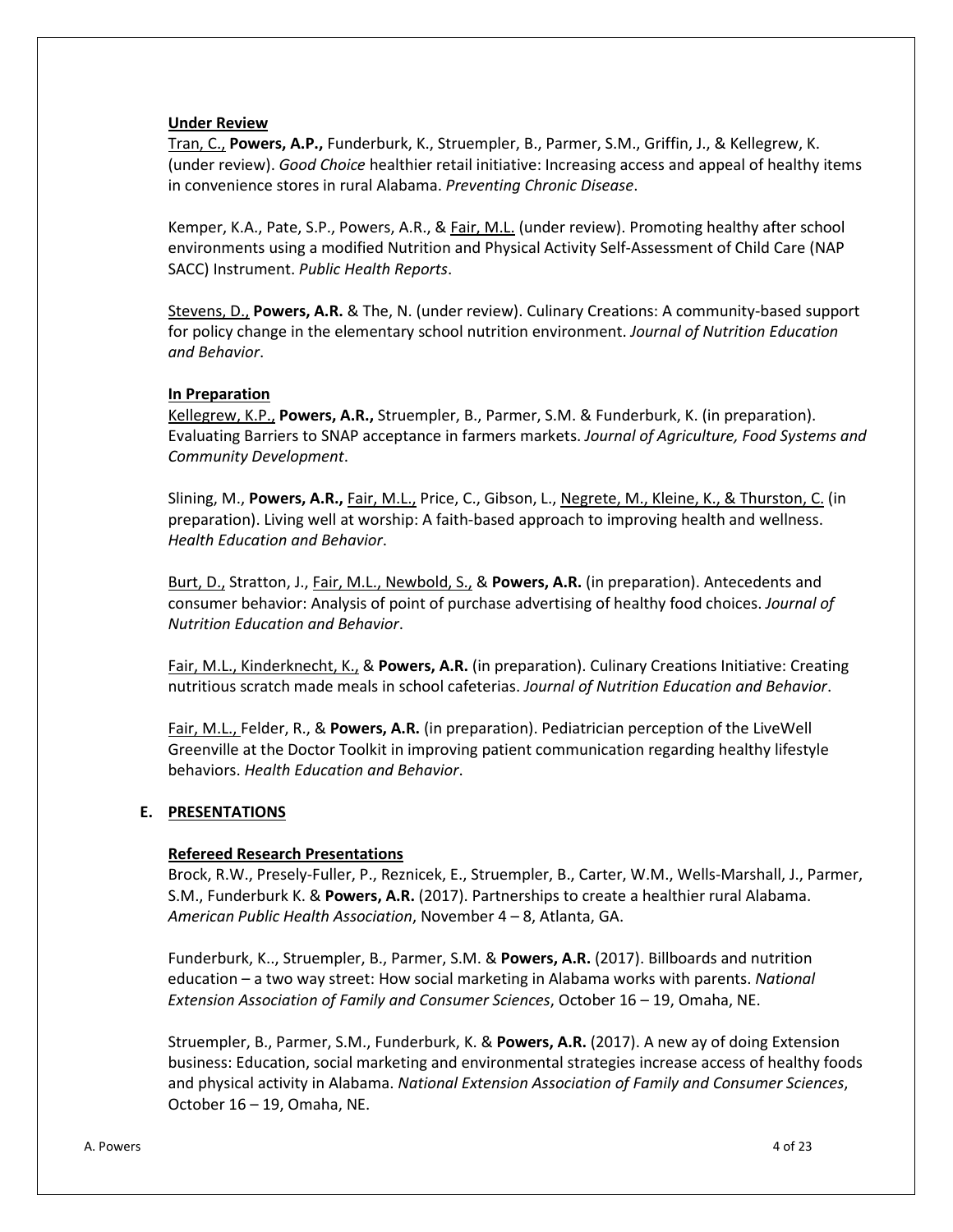**<u>Under Review</u>**

<u>Tran, C.,</u> **Powers, A.P.,** Funderburk, K., Struempler, B., Parmer, S.M., Griffin, J., & Kellegrew, K. (under review). *Good Choice* healthier retail initiative: Increasing access and appeal of healthy items in convenience stores in rural Alabama. *Preventing Chronic Disease*.

Kemper, K.A., Pate, S.P., Powers, A.R., & <u>Fair, M.L.</u> (under review). Promoting healthy after school environments using a modified Nutrition and Physical Activity Self-Assessment of Child Care (NAP SACC) Instrument. *Public Health Reports*.

<u>Stevens, D.,</u> **Powers, A.R.** & The, N. (under review). Culinary Creations: A community-based support for policy change in the elementary school nutrition environment. *Journal of Nutrition Education and Behavior*.

**<u>In Preparation</u>**

<u>Kellegrew, K.P.,</u> **Powers, A.R.,** Struempler, B., Parmer, S.M. & Funderburk, K. (in preparation). Evaluating Barriers to SNAP acceptance in farmers markets. *Journal of Agriculture, Food Systems and Community Development*.

Slining, M., **Powers, A.R.,** <u>Fair, M.L.,</u> Price, C., Gibson, L., <u>Negrete, M., Kleine, K., & Thurston, C.</u> (in preparation). Living well at worship: A faith-based approach to improving health and wellness. *Health Education and Behavior*.

<u>Burt, D.,</u> Stratton, J., <u>Fair, M.L., Newbold, S.,</u> & **Powers, A.R.** (in preparation). Antecedents and consumer behavior: Analysis of point of purchase advertising of healthy food choices. *Journal of Nutrition Education and Behavior*.

<u>Fair, M.L., Kinderknecht, K.,</u> & **Powers, A.R.** (in preparation). Culinary Creations Initiative: Creating nutritious scratch made meals in school cafeterias. *Journal of Nutrition Education and Behavior*.

<u>Fair, M.L.,</u> Felder, R., & **Powers, A.R.** (in preparation). Pediatrician perception of the LiveWell Greenville at the Doctor Toolkit in improving patient communication regarding healthy lifestyle behaviors. *Health Education and Behavior*.

## E. <u>PRESENTATIONS</u>

**<u>Refereed Research Presentations</u>**

Brock, R.W., Presely-Fuller, P., Reznicek, E., Struempler, B., Carter, W.M., Wells-Marshall, J., Parmer, S.M., Funderburk K. & **Powers, A.R.** (2017). Partnerships to create a healthier rural Alabama. *American Public Health Association*, November 4 – 8, Atlanta, GA.

Funderburk, K.., Struempler, B., Parmer, S.M. & **Powers, A.R.** (2017). Billboards and nutrition education – a two way street: How social marketing in Alabama works with parents. *National Extension Association of Family and Consumer Sciences*, October 16 – 19, Omaha, NE.

Struempler, B., Parmer, S.M., Funderburk, K. & **Powers, A.R.** (2017). A new ay of doing Extension business: Education, social marketing and environmental strategies increase access of healthy foods and physical activity in Alabama. *National Extension Association of Family and Consumer Sciences*, October 16 – 19, Omaha, NE.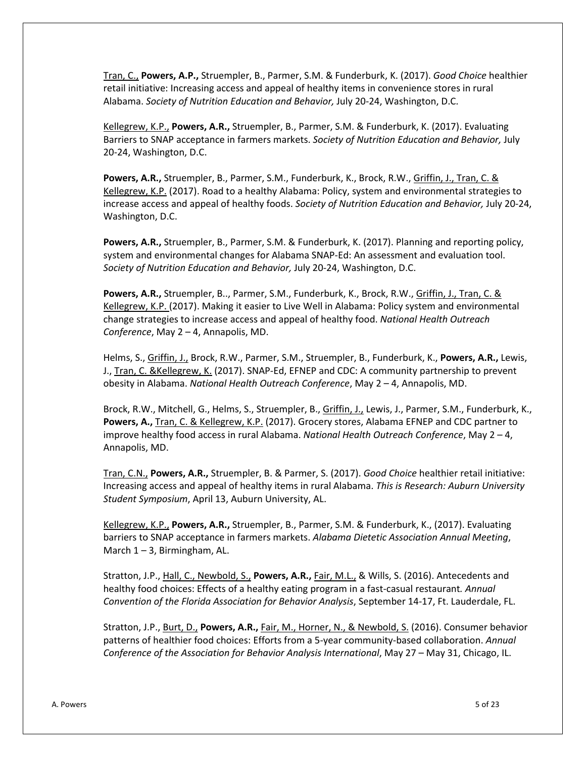<u>Tran, C.,</u> **Powers, A.P.,** Struempler, B., Parmer, S.M. & Funderburk, K. (2017). *Good Choice* healthier retail initiative: Increasing access and appeal of healthy items in convenience stores in rural Alabama. *Society of Nutrition Education and Behavior,* July 20-24, Washington, D.C.

<u>Kellegrew, K.P.,</u> **Powers, A.R.,** Struempler, B., Parmer, S.M. & Funderburk, K. (2017). Evaluating Barriers to SNAP acceptance in farmers markets. *Society of Nutrition Education and Behavior,* July 20-24, Washington, D.C.

**Powers, A.R.,** Struempler, B., Parmer, S.M., Funderburk, K., Brock, R.W., <u>Griffin, J., Tran, C. & Kellegrew, K.P.</u> (2017). Road to a healthy Alabama: Policy, system and environmental strategies to increase access and appeal of healthy foods. *Society of Nutrition Education and Behavior,* July 20-24, Washington, D.C.

**Powers, A.R.,** Struempler, B., Parmer, S.M. & Funderburk, K. (2017). Planning and reporting policy, system and environmental changes for Alabama SNAP-Ed: An assessment and evaluation tool. *Society of Nutrition Education and Behavior,* July 20-24, Washington, D.C.

**Powers, A.R.,** Struempler, B.., Parmer, S.M., Funderburk, K., Brock, R.W., <u>Griffin, J., Tran, C. & Kellegrew, K.P.</u> (2017). Making it easier to Live Well in Alabama: Policy system and environmental change strategies to increase access and appeal of healthy food. *National Health Outreach Conference*, May 2 – 4, Annapolis, MD.

Helms, S., <u>Griffin, J.,</u> Brock, R.W., Parmer, S.M., Struempler, B., Funderburk, K., **Powers, A.R.,** Lewis, J., <u>Tran, C. &Kellegrew, K.</u> (2017). SNAP-Ed, EFNEP and CDC: A community partnership to prevent obesity in Alabama. *National Health Outreach Conference*, May 2 – 4, Annapolis, MD.

Brock, R.W., Mitchell, G., Helms, S., Struempler, B., <u>Griffin, J.,</u> Lewis, J., Parmer, S.M., Funderburk, K., **Powers, A.,** <u>Tran, C. & Kellegrew, K.P.</u> (2017). Grocery stores, Alabama EFNEP and CDC partner to improve healthy food access in rural Alabama. *National Health Outreach Conference*, May 2 – 4, Annapolis, MD.

<u>Tran, C.N.,</u> **Powers, A.R.,** Struempler, B. & Parmer, S. (2017). *Good Choice* healthier retail initiative: Increasing access and appeal of healthy items in rural Alabama. *This is Research: Auburn University Student Symposium*, April 13, Auburn University, AL.

<u>Kellegrew, K.P.,</u> **Powers, A.R.,** Struempler, B., Parmer, S.M. & Funderburk, K., (2017). Evaluating barriers to SNAP acceptance in farmers markets. *Alabama Dietetic Association Annual Meeting*, March 1 – 3, Birmingham, AL.

Stratton, J.P., <u>Hall, C., Newbold, S.,</u> **Powers, A.R.,** <u>Fair, M.L.,</u> & Wills, S. (2016). Antecedents and healthy food choices: Effects of a healthy eating program in a fast-casual restaurant*. Annual Convention of the Florida Association for Behavior Analysis*, September 14-17, Ft. Lauderdale, FL.

Stratton, J.P., <u>Burt, D.,</u> **Powers, A.R.,** <u>Fair, M., Horner, N., & Newbold, S.</u> (2016). Consumer behavior patterns of healthier food choices: Efforts from a 5-year community-based collaboration. *Annual Conference of the Association for Behavior Analysis International*, May 27 – May 31, Chicago, IL.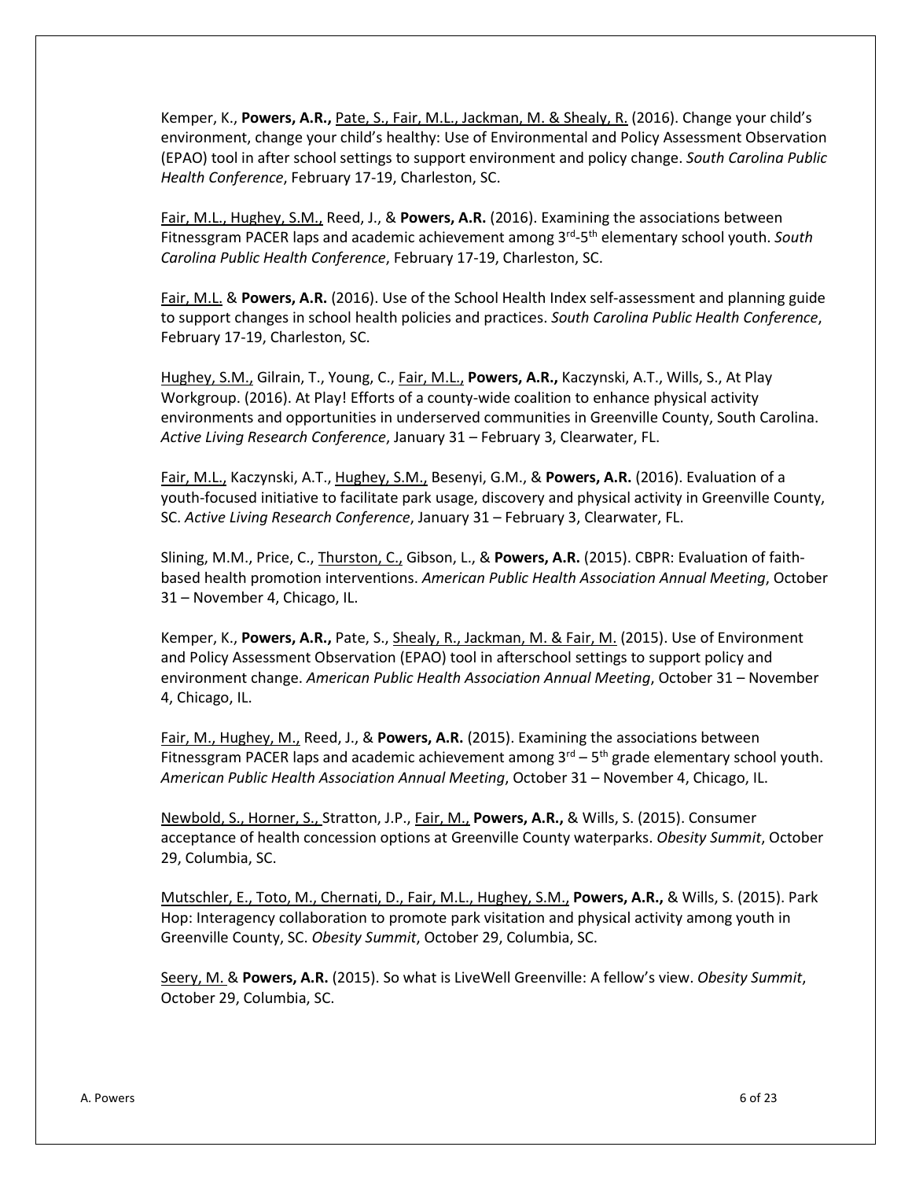Kemper, K., **Powers, A.R.,** <u>Pate, S., Fair, M.L., Jackman, M. & Shealy, R.</u> (2016). Change your child's environment, change your child's healthy: Use of Environmental and Policy Assessment Observation (EPAO) tool in after school settings to support environment and policy change. *South Carolina Public Health Conference*, February 17-19, Charleston, SC.

<u>Fair, M.L., Hughey, S.M.,</u> Reed, J., & **Powers, A.R.** (2016). Examining the associations between Fitnessgram PACER laps and academic achievement among 3rd-5th elementary school youth. *South Carolina Public Health Conference*, February 17-19, Charleston, SC.

<u>Fair, M.L.</u> & **Powers, A.R.** (2016). Use of the School Health Index self-assessment and planning guide to support changes in school health policies and practices. *South Carolina Public Health Conference*, February 17-19, Charleston, SC.

<u>Hughey, S.M.,</u> Gilrain, T., Young, C., <u>Fair, M.L.,</u> **Powers, A.R.,** Kaczynski, A.T., Wills, S., At Play Workgroup. (2016). At Play! Efforts of a county-wide coalition to enhance physical activity environments and opportunities in underserved communities in Greenville County, South Carolina. *Active Living Research Conference*, January 31 – February 3, Clearwater, FL.

<u>Fair, M.L.,</u> Kaczynski, A.T., <u>Hughey, S.M.,</u> Besenyi, G.M., & **Powers, A.R.** (2016). Evaluation of a youth-focused initiative to facilitate park usage, discovery and physical activity in Greenville County, SC. *Active Living Research Conference*, January 31 – February 3, Clearwater, FL.

Slining, M.M., Price, C., <u>Thurston, C.,</u> Gibson, L., & **Powers, A.R.** (2015). CBPR: Evaluation of faith-based health promotion interventions. *American Public Health Association Annual Meeting*, October 31 – November 4, Chicago, IL.

Kemper, K., **Powers, A.R.,** Pate, S., <u>Shealy, R., Jackman, M. & Fair, M.</u> (2015). Use of Environment and Policy Assessment Observation (EPAO) tool in afterschool settings to support policy and environment change. *American Public Health Association Annual Meeting*, October 31 – November 4, Chicago, IL.

<u>Fair, M., Hughey, M.,</u> Reed, J., & **Powers, A.R.** (2015). Examining the associations between Fitnessgram PACER laps and academic achievement among 3rd – 5th grade elementary school youth. *American Public Health Association Annual Meeting*, October 31 – November 4, Chicago, IL.

<u>Newbold, S., Horner, S.,</u> Stratton, J.P., <u>Fair, M.,</u> **Powers, A.R.,** & Wills, S. (2015). Consumer acceptance of health concession options at Greenville County waterparks. *Obesity Summit*, October 29, Columbia, SC.

<u>Mutschler, E., Toto, M., Chernati, D., Fair, M.L., Hughey, S.M.,</u> **Powers, A.R.,** & Wills, S. (2015). Park Hop: Interagency collaboration to promote park visitation and physical activity among youth in Greenville County, SC. *Obesity Summit*, October 29, Columbia, SC.

<u>Seery, M.</u> & **Powers, A.R.** (2015). So what is LiveWell Greenville: A fellow's view. *Obesity Summit*, October 29, Columbia, SC.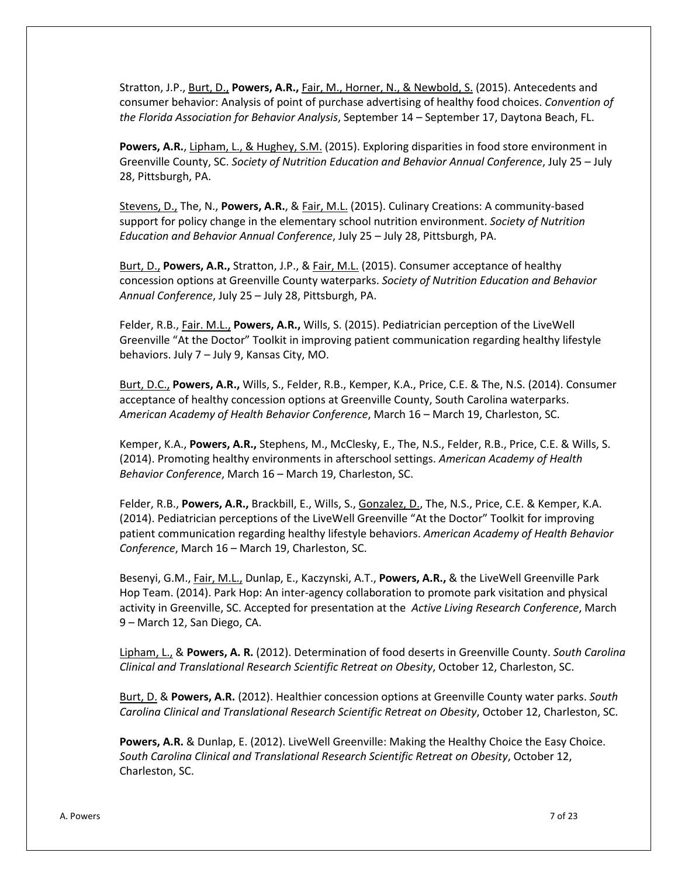Stratton, J.P., <u>Burt, D.,</u> **Powers, A.R.,** <u>Fair, M., Horner, N., & Newbold, S.</u> (2015). Antecedents and consumer behavior: Analysis of point of purchase advertising of healthy food choices. *Convention of the Florida Association for Behavior Analysis*, September 14 – September 17, Daytona Beach, FL.

**Powers, A.R.**, <u>Lipham, L., & Hughey, S.M.</u> (2015). Exploring disparities in food store environment in Greenville County, SC. *Society of Nutrition Education and Behavior Annual Conference*, July 25 – July 28, Pittsburgh, PA.

<u>Stevens, D.,</u> The, N., **Powers, A.R.**, & <u>Fair, M.L.</u> (2015). Culinary Creations: A community-based support for policy change in the elementary school nutrition environment. *Society of Nutrition Education and Behavior Annual Conference*, July 25 – July 28, Pittsburgh, PA.

<u>Burt, D.,</u> **Powers, A.R.,** Stratton, J.P., & <u>Fair, M.L.</u> (2015). Consumer acceptance of healthy concession options at Greenville County waterparks. *Society of Nutrition Education and Behavior Annual Conference*, July 25 – July 28, Pittsburgh, PA.

Felder, R.B., <u>Fair. M.L.,</u> **Powers, A.R.,** Wills, S. (2015). Pediatrician perception of the LiveWell Greenville "At the Doctor" Toolkit in improving patient communication regarding healthy lifestyle behaviors. July 7 – July 9, Kansas City, MO.

<u>Burt, D.C.,</u> **Powers, A.R.,** Wills, S., Felder, R.B., Kemper, K.A., Price, C.E. & The, N.S. (2014). Consumer acceptance of healthy concession options at Greenville County, South Carolina waterparks. *American Academy of Health Behavior Conference*, March 16 – March 19, Charleston, SC.

Kemper, K.A., **Powers, A.R.,** Stephens, M., McClesky, E., The, N.S., Felder, R.B., Price, C.E. & Wills, S. (2014). Promoting healthy environments in afterschool settings. *American Academy of Health Behavior Conference*, March 16 – March 19, Charleston, SC.

Felder, R.B., **Powers, A.R.,** Brackbill, E., Wills, S., <u>Gonzalez, D.</u>, The, N.S., Price, C.E. & Kemper, K.A. (2014). Pediatrician perceptions of the LiveWell Greenville "At the Doctor" Toolkit for improving patient communication regarding healthy lifestyle behaviors. *American Academy of Health Behavior Conference*, March 16 – March 19, Charleston, SC.

Besenyi, G.M., <u>Fair, M.L.,</u> Dunlap, E., Kaczynski, A.T., **Powers, A.R.,** & the LiveWell Greenville Park Hop Team. (2014). Park Hop: An inter-agency collaboration to promote park visitation and physical activity in Greenville, SC. Accepted for presentation at the *Active Living Research Conference*, March 9 – March 12, San Diego, CA.

<u>Lipham, L.,</u> & **Powers, A. R.** (2012). Determination of food deserts in Greenville County. *South Carolina Clinical and Translational Research Scientific Retreat on Obesity*, October 12, Charleston, SC.

<u>Burt, D.</u> & **Powers, A.R.** (2012). Healthier concession options at Greenville County water parks. *South Carolina Clinical and Translational Research Scientific Retreat on Obesity*, October 12, Charleston, SC.

**Powers, A.R.** & Dunlap, E. (2012). LiveWell Greenville: Making the Healthy Choice the Easy Choice. *South Carolina Clinical and Translational Research Scientific Retreat on Obesity*, October 12, Charleston, SC.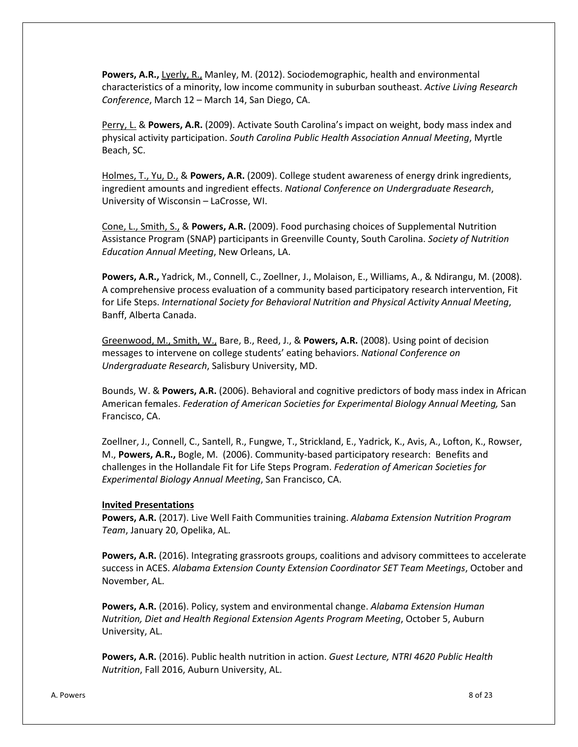**Powers, A.R.,** <u>Lyerly, R.,</u> Manley, M. (2012). Sociodemographic, health and environmental characteristics of a minority, low income community in suburban southeast. *Active Living Research Conference*, March 12 – March 14, San Diego, CA.

<u>Perry, L.</u> & **Powers, A.R.** (2009). Activate South Carolina's impact on weight, body mass index and physical activity participation. *South Carolina Public Health Association Annual Meeting*, Myrtle Beach, SC.

<u>Holmes, T., Yu, D.,</u> & **Powers, A.R.** (2009). College student awareness of energy drink ingredients, ingredient amounts and ingredient effects. *National Conference on Undergraduate Research*, University of Wisconsin – LaCrosse, WI.

<u>Cone, L., Smith, S.,</u> & **Powers, A.R.** (2009). Food purchasing choices of Supplemental Nutrition Assistance Program (SNAP) participants in Greenville County, South Carolina. *Society of Nutrition Education Annual Meeting*, New Orleans, LA.

**Powers, A.R.,** Yadrick, M., Connell, C., Zoellner, J., Molaison, E., Williams, A., & Ndirangu, M. (2008). A comprehensive process evaluation of a community based participatory research intervention, Fit for Life Steps. *International Society for Behavioral Nutrition and Physical Activity Annual Meeting*, Banff, Alberta Canada.

<u>Greenwood, M., Smith, W.,</u> Bare, B., Reed, J., & **Powers, A.R.** (2008). Using point of decision messages to intervene on college students' eating behaviors. *National Conference on Undergraduate Research*, Salisbury University, MD.

Bounds, W. & **Powers, A.R.** (2006). Behavioral and cognitive predictors of body mass index in African American females. *Federation of American Societies for Experimental Biology Annual Meeting,* San Francisco, CA.

Zoellner, J., Connell, C., Santell, R., Fungwe, T., Strickland, E., Yadrick, K., Avis, A., Lofton, K., Rowser, M., **Powers, A.R.,** Bogle, M. (2006). Community-based participatory research: Benefits and challenges in the Hollandale Fit for Life Steps Program. *Federation of American Societies for Experimental Biology Annual Meeting*, San Francisco, CA.

**<u>Invited Presentations</u>**

**Powers, A.R.** (2017). Live Well Faith Communities training. *Alabama Extension Nutrition Program Team*, January 20, Opelika, AL.

**Powers, A.R.** (2016). Integrating grassroots groups, coalitions and advisory committees to accelerate success in ACES. *Alabama Extension County Extension Coordinator SET Team Meetings*, October and November, AL.

**Powers, A.R.** (2016). Policy, system and environmental change. *Alabama Extension Human Nutrition, Diet and Health Regional Extension Agents Program Meeting*, October 5, Auburn University, AL.

**Powers, A.R.** (2016). Public health nutrition in action. *Guest Lecture, NTRI 4620 Public Health Nutrition*, Fall 2016, Auburn University, AL.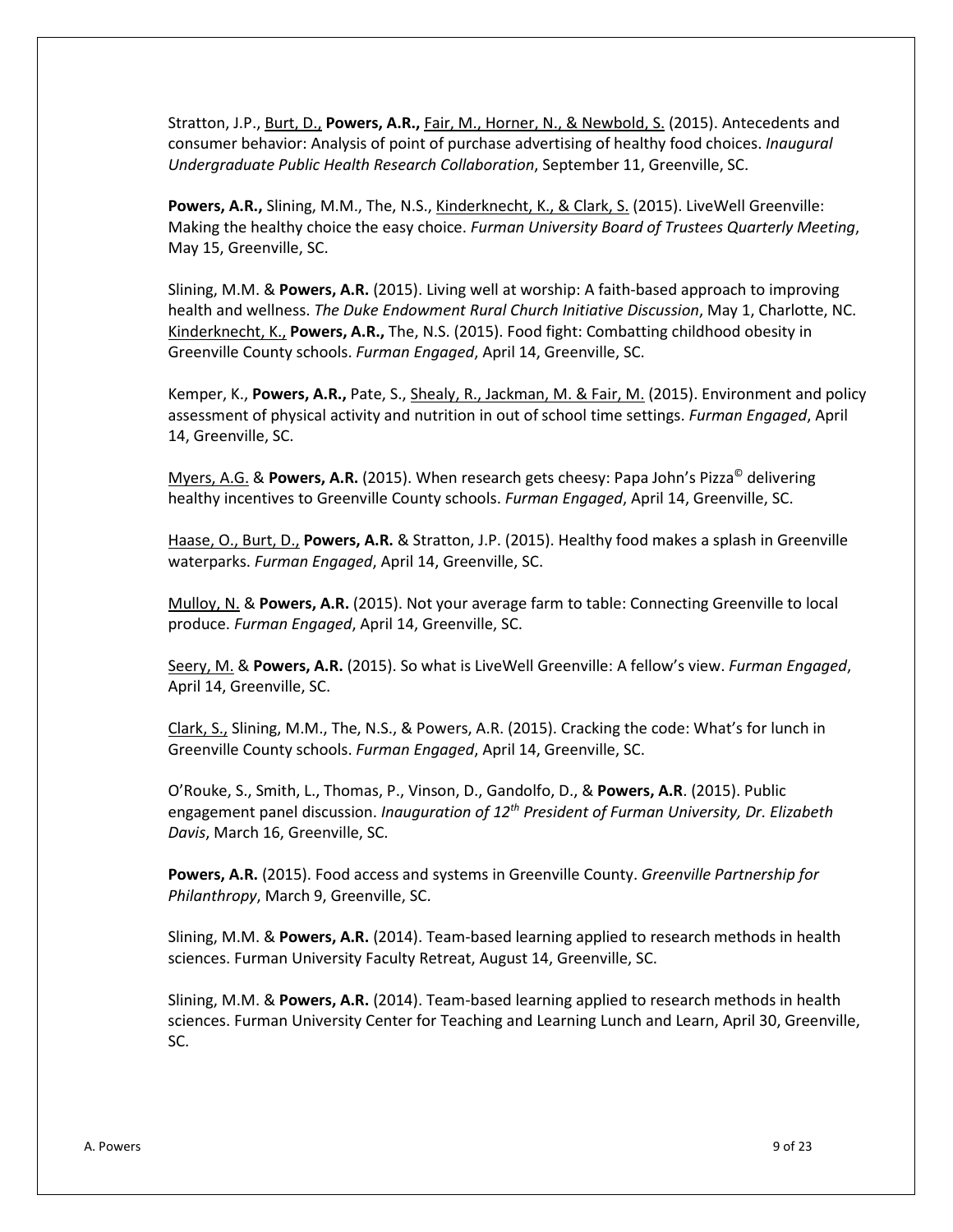Stratton, J.P., <u>Burt, D.,</u> **Powers, A.R.,** <u>Fair, M., Horner, N., & Newbold, S.</u> (2015). Antecedents and consumer behavior: Analysis of point of purchase advertising of healthy food choices. *Inaugural Undergraduate Public Health Research Collaboration*, September 11, Greenville, SC.

**Powers, A.R.,** Slining, M.M., The, N.S., <u>Kinderknecht, K., & Clark, S.</u> (2015). LiveWell Greenville: Making the healthy choice the easy choice. *Furman University Board of Trustees Quarterly Meeting*, May 15, Greenville, SC.

Slining, M.M. & **Powers, A.R.** (2015). Living well at worship: A faith-based approach to improving health and wellness. *The Duke Endowment Rural Church Initiative Discussion*, May 1, Charlotte, NC.
<u>Kinderknecht, K.,</u> **Powers, A.R.,** The, N.S. (2015). Food fight: Combatting childhood obesity in Greenville County schools. *Furman Engaged*, April 14, Greenville, SC.

Kemper, K., **Powers, A.R.,** Pate, S., <u>Shealy, R., Jackman, M. & Fair, M.</u> (2015). Environment and policy assessment of physical activity and nutrition in out of school time settings. *Furman Engaged*, April 14, Greenville, SC.

<u>Myers, A.G.</u> & **Powers, A.R.** (2015). When research gets cheesy: Papa John's Pizza© delivering healthy incentives to Greenville County schools. *Furman Engaged*, April 14, Greenville, SC.

<u>Haase, O., Burt, D.,</u> **Powers, A.R.** & Stratton, J.P. (2015). Healthy food makes a splash in Greenville waterparks. *Furman Engaged*, April 14, Greenville, SC.

<u>Mulloy, N.</u> & **Powers, A.R.** (2015). Not your average farm to table: Connecting Greenville to local produce. *Furman Engaged*, April 14, Greenville, SC.

<u>Seery, M.</u> & **Powers, A.R.** (2015). So what is LiveWell Greenville: A fellow's view. *Furman Engaged*, April 14, Greenville, SC.

<u>Clark, S.,</u> Slining, M.M., The, N.S., & Powers, A.R. (2015). Cracking the code: What's for lunch in Greenville County schools. *Furman Engaged*, April 14, Greenville, SC.

O'Rouke, S., Smith, L., Thomas, P., Vinson, D., Gandolfo, D., & **Powers, A.R**. (2015). Public engagement panel discussion. *Inauguration of 12th President of Furman University, Dr. Elizabeth Davis*, March 16, Greenville, SC.

**Powers, A.R.** (2015). Food access and systems in Greenville County. *Greenville Partnership for Philanthropy*, March 9, Greenville, SC.

Slining, M.M. & **Powers, A.R.** (2014). Team-based learning applied to research methods in health sciences. Furman University Faculty Retreat, August 14, Greenville, SC.

Slining, M.M. & **Powers, A.R.** (2014). Team-based learning applied to research methods in health sciences. Furman University Center for Teaching and Learning Lunch and Learn, April 30, Greenville, SC.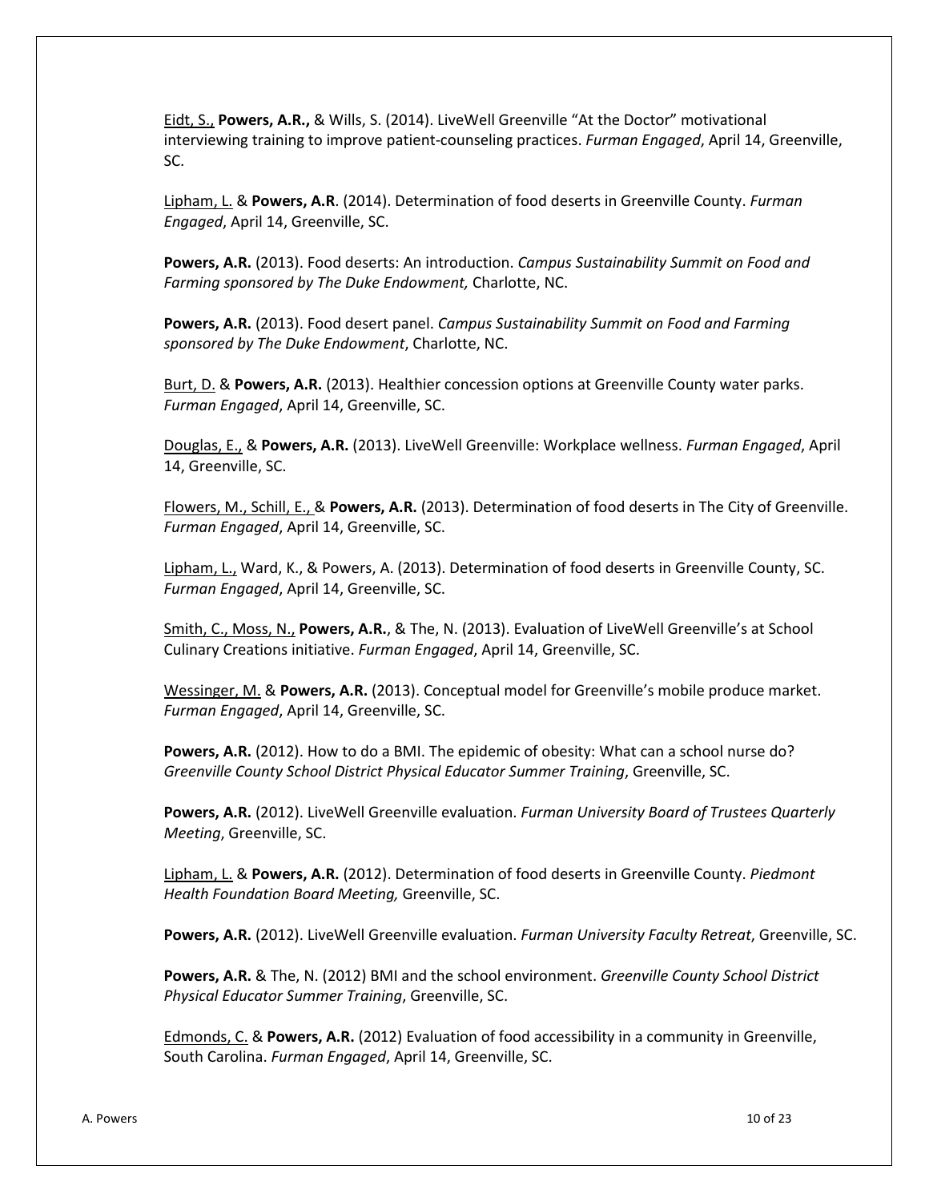<u>Eidt, S.,</u> **Powers, A.R.,** & Wills, S. (2014). LiveWell Greenville "At the Doctor" motivational interviewing training to improve patient-counseling practices. *Furman Engaged*, April 14, Greenville, SC.

<u>Lipham, L.</u> & **Powers, A.R**. (2014). Determination of food deserts in Greenville County. *Furman Engaged*, April 14, Greenville, SC.

**Powers, A.R.** (2013). Food deserts: An introduction. *Campus Sustainability Summit on Food and Farming sponsored by The Duke Endowment,* Charlotte, NC.

**Powers, A.R.** (2013). Food desert panel. *Campus Sustainability Summit on Food and Farming sponsored by The Duke Endowment*, Charlotte, NC.

<u>Burt, D.</u> & **Powers, A.R.** (2013). Healthier concession options at Greenville County water parks. *Furman Engaged*, April 14, Greenville, SC.

<u>Douglas, E.,</u> & **Powers, A.R.** (2013). LiveWell Greenville: Workplace wellness. *Furman Engaged*, April 14, Greenville, SC.

<u>Flowers, M., Schill, E.,</u> & **Powers, A.R.** (2013). Determination of food deserts in The City of Greenville. *Furman Engaged*, April 14, Greenville, SC.

<u>Lipham, L.,</u> Ward, K., & Powers, A. (2013). Determination of food deserts in Greenville County, SC. *Furman Engaged*, April 14, Greenville, SC.

<u>Smith, C., Moss, N.,</u> **Powers, A.R.**, & The, N. (2013). Evaluation of LiveWell Greenville's at School Culinary Creations initiative. *Furman Engaged*, April 14, Greenville, SC.

<u>Wessinger, M.</u> & **Powers, A.R.** (2013). Conceptual model for Greenville's mobile produce market. *Furman Engaged*, April 14, Greenville, SC.

**Powers, A.R.** (2012). How to do a BMI. The epidemic of obesity: What can a school nurse do? *Greenville County School District Physical Educator Summer Training*, Greenville, SC.

**Powers, A.R.** (2012). LiveWell Greenville evaluation. *Furman University Board of Trustees Quarterly Meeting*, Greenville, SC.

<u>Lipham, L.</u> & **Powers, A.R.** (2012). Determination of food deserts in Greenville County. *Piedmont Health Foundation Board Meeting,* Greenville, SC.

**Powers, A.R.** (2012). LiveWell Greenville evaluation. *Furman University Faculty Retreat*, Greenville, SC.

**Powers, A.R.** & The, N. (2012) BMI and the school environment. *Greenville County School District Physical Educator Summer Training*, Greenville, SC.

<u>Edmonds, C.</u> & **Powers, A.R.** (2012) Evaluation of food accessibility in a community in Greenville, South Carolina. *Furman Engaged*, April 14, Greenville, SC.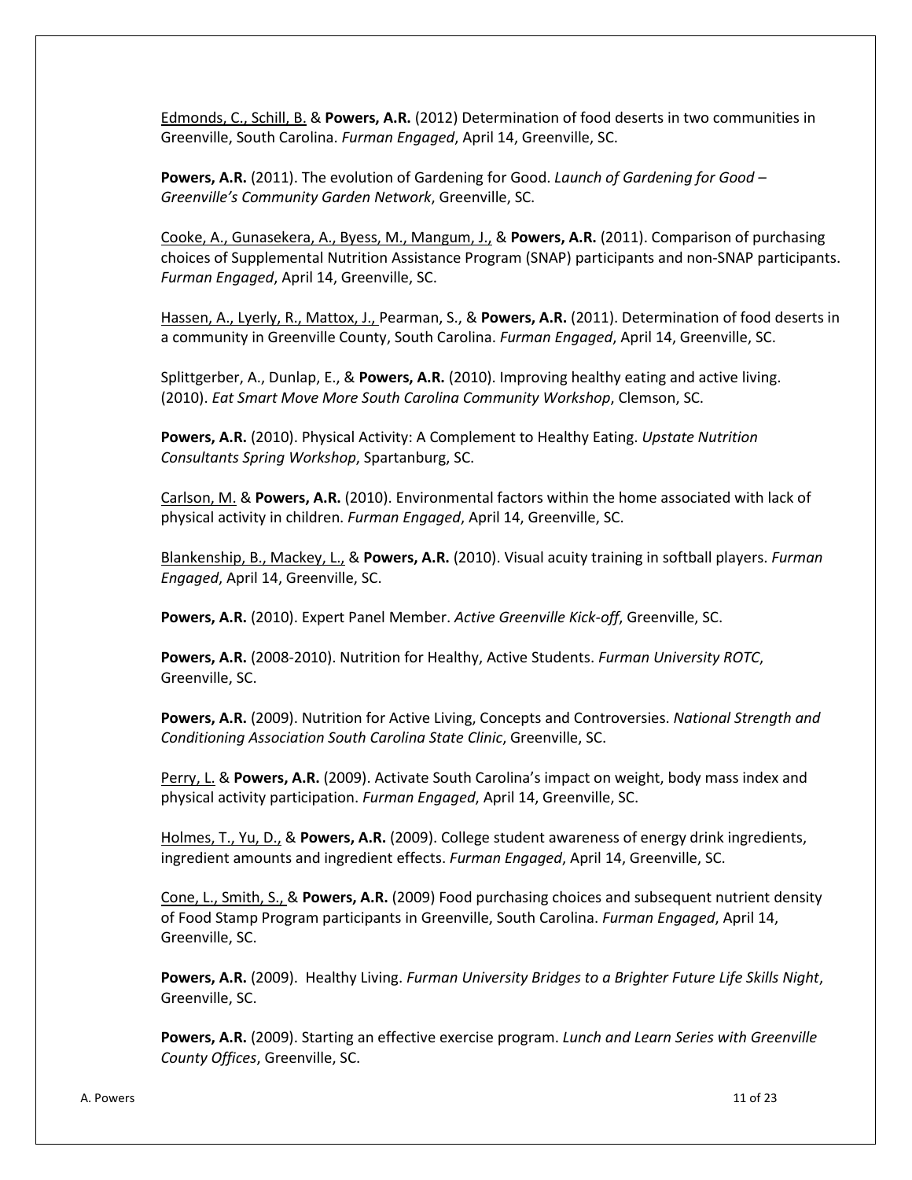Edmonds, C., Schill, B. & **Powers, A.R.** (2012) Determination of food deserts in two communities in Greenville, South Carolina. *Furman Engaged*, April 14, Greenville, SC.

**Powers, A.R.** (2011). The evolution of Gardening for Good. *Launch of Gardening for Good – Greenville's Community Garden Network*, Greenville, SC.

Cooke, A., Gunasekera, A., Byess, M., Mangum, J., & **Powers, A.R.** (2011). Comparison of purchasing choices of Supplemental Nutrition Assistance Program (SNAP) participants and non-SNAP participants. *Furman Engaged*, April 14, Greenville, SC.

Hassen, A., Lyerly, R., Mattox, J., Pearman, S., & **Powers, A.R.** (2011). Determination of food deserts in a community in Greenville County, South Carolina. *Furman Engaged*, April 14, Greenville, SC.

Splittgerber, A., Dunlap, E., & **Powers, A.R.** (2010). Improving healthy eating and active living. (2010). *Eat Smart Move More South Carolina Community Workshop*, Clemson, SC.

**Powers, A.R.** (2010). Physical Activity: A Complement to Healthy Eating. *Upstate Nutrition Consultants Spring Workshop*, Spartanburg, SC.

Carlson, M. & **Powers, A.R.** (2010). Environmental factors within the home associated with lack of physical activity in children. *Furman Engaged*, April 14, Greenville, SC.

Blankenship, B., Mackey, L., & **Powers, A.R.** (2010). Visual acuity training in softball players. *Furman Engaged*, April 14, Greenville, SC.

**Powers, A.R.** (2010). Expert Panel Member. *Active Greenville Kick-off*, Greenville, SC.

**Powers, A.R.** (2008-2010). Nutrition for Healthy, Active Students. *Furman University ROTC*, Greenville, SC.

**Powers, A.R.** (2009). Nutrition for Active Living, Concepts and Controversies. *National Strength and Conditioning Association South Carolina State Clinic*, Greenville, SC.

Perry, L. & **Powers, A.R.** (2009). Activate South Carolina's impact on weight, body mass index and physical activity participation. *Furman Engaged*, April 14, Greenville, SC.

Holmes, T., Yu, D., & **Powers, A.R.** (2009). College student awareness of energy drink ingredients, ingredient amounts and ingredient effects. *Furman Engaged*, April 14, Greenville, SC.

Cone, L., Smith, S., & **Powers, A.R.** (2009) Food purchasing choices and subsequent nutrient density of Food Stamp Program participants in Greenville, South Carolina. *Furman Engaged*, April 14, Greenville, SC.

**Powers, A.R.** (2009). Healthy Living. *Furman University Bridges to a Brighter Future Life Skills Night*, Greenville, SC.

**Powers, A.R.** (2009). Starting an effective exercise program. *Lunch and Learn Series with Greenville County Offices*, Greenville, SC.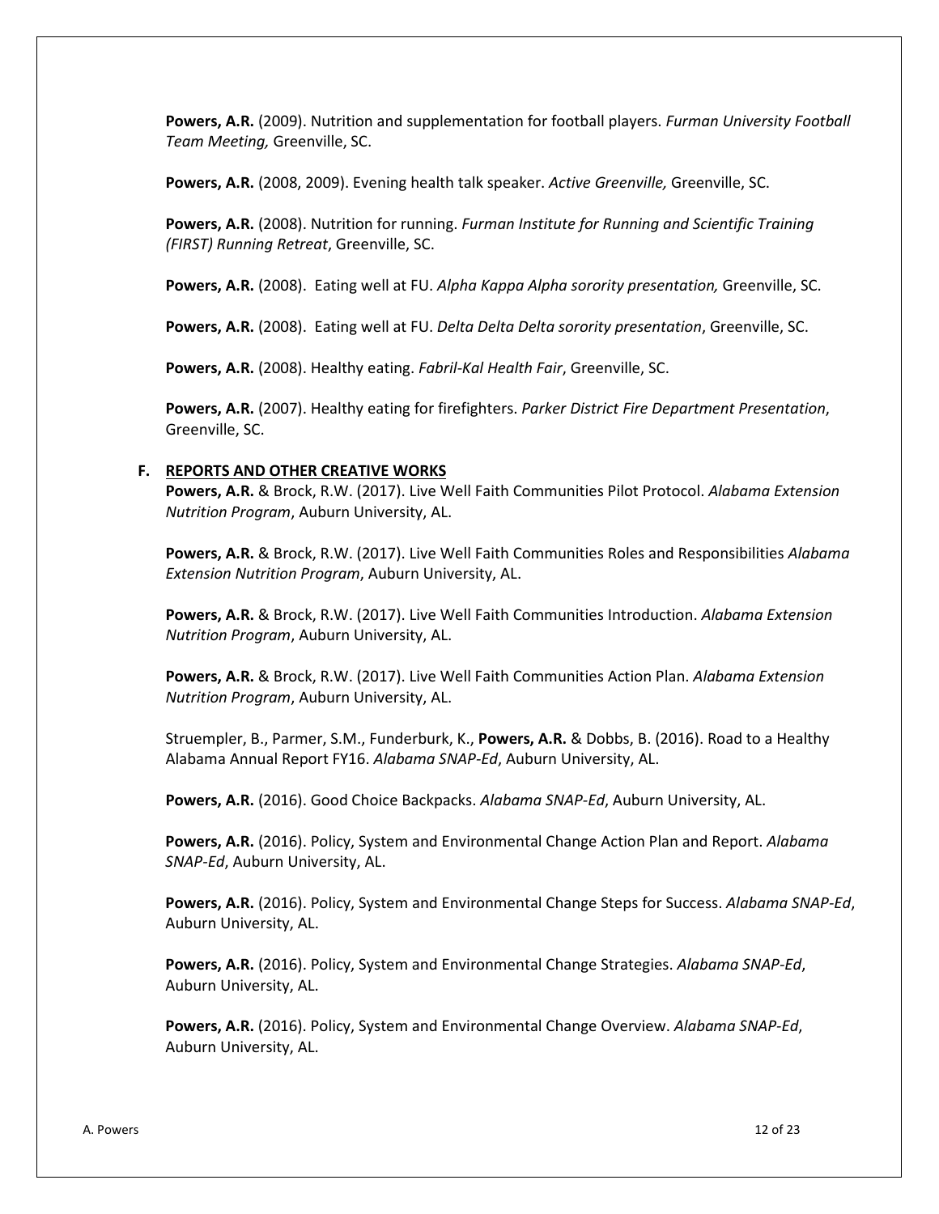**Powers, A.R.** (2009). Nutrition and supplementation for football players. *Furman University Football Team Meeting,* Greenville, SC.

**Powers, A.R.** (2008, 2009). Evening health talk speaker. *Active Greenville,* Greenville, SC.

**Powers, A.R.** (2008). Nutrition for running. *Furman Institute for Running and Scientific Training (FIRST) Running Retreat*, Greenville, SC.

**Powers, A.R.** (2008). Eating well at FU. *Alpha Kappa Alpha sorority presentation,* Greenville, SC.

**Powers, A.R.** (2008). Eating well at FU. *Delta Delta Delta sorority presentation*, Greenville, SC.

**Powers, A.R.** (2008). Healthy eating. *Fabril-Kal Health Fair*, Greenville, SC.

**Powers, A.R.** (2007). Healthy eating for firefighters. *Parker District Fire Department Presentation*, Greenville, SC.

### F. REPORTS AND OTHER CREATIVE WORKS

**Powers, A.R.** & Brock, R.W. (2017). Live Well Faith Communities Pilot Protocol. *Alabama Extension Nutrition Program*, Auburn University, AL.

**Powers, A.R.** & Brock, R.W. (2017). Live Well Faith Communities Roles and Responsibilities *Alabama Extension Nutrition Program*, Auburn University, AL.

**Powers, A.R.** & Brock, R.W. (2017). Live Well Faith Communities Introduction. *Alabama Extension Nutrition Program*, Auburn University, AL.

**Powers, A.R.** & Brock, R.W. (2017). Live Well Faith Communities Action Plan. *Alabama Extension Nutrition Program*, Auburn University, AL.

Struempler, B., Parmer, S.M., Funderburk, K., **Powers, A.R.** & Dobbs, B. (2016). Road to a Healthy Alabama Annual Report FY16. *Alabama SNAP-Ed*, Auburn University, AL.

**Powers, A.R.** (2016). Good Choice Backpacks. *Alabama SNAP-Ed*, Auburn University, AL.

**Powers, A.R.** (2016). Policy, System and Environmental Change Action Plan and Report. *Alabama SNAP-Ed*, Auburn University, AL.

**Powers, A.R.** (2016). Policy, System and Environmental Change Steps for Success. *Alabama SNAP-Ed*, Auburn University, AL.

**Powers, A.R.** (2016). Policy, System and Environmental Change Strategies. *Alabama SNAP-Ed*, Auburn University, AL.

**Powers, A.R.** (2016). Policy, System and Environmental Change Overview. *Alabama SNAP-Ed*, Auburn University, AL.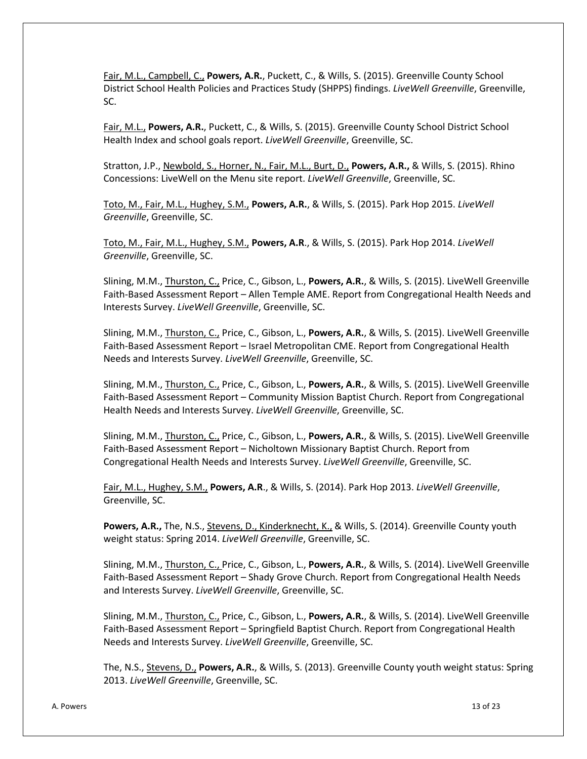<u>Fair, M.L., Campbell, C.,</u> **Powers, A.R.**, Puckett, C., & Wills, S. (2015). Greenville County School District School Health Policies and Practices Study (SHPPS) findings. *LiveWell Greenville*, Greenville, SC.

<u>Fair, M.L.,</u> **Powers, A.R.**, Puckett, C., & Wills, S. (2015). Greenville County School District School Health Index and school goals report. *LiveWell Greenville*, Greenville, SC.

Stratton, J.P., <u>Newbold, S., Horner, N., Fair, M.L., Burt, D.,</u> **Powers, A.R.,** & Wills, S. (2015). Rhino Concessions: LiveWell on the Menu site report. *LiveWell Greenville*, Greenville, SC.

<u>Toto, M., Fair, M.L., Hughey, S.M.,</u> **Powers, A.R.**, & Wills, S. (2015). Park Hop 2015. *LiveWell Greenville*, Greenville, SC.

<u>Toto, M., Fair, M.L., Hughey, S.M.,</u> **Powers, A.R**., & Wills, S. (2015). Park Hop 2014. *LiveWell Greenville*, Greenville, SC.

Slining, M.M., <u>Thurston, C.,</u> Price, C., Gibson, L., **Powers, A.R.**, & Wills, S. (2015). LiveWell Greenville Faith-Based Assessment Report – Allen Temple AME. Report from Congregational Health Needs and Interests Survey. *LiveWell Greenville*, Greenville, SC.

Slining, M.M., <u>Thurston, C.,</u> Price, C., Gibson, L., **Powers, A.R.**, & Wills, S. (2015). LiveWell Greenville Faith-Based Assessment Report – Israel Metropolitan CME. Report from Congregational Health Needs and Interests Survey. *LiveWell Greenville*, Greenville, SC.

Slining, M.M., <u>Thurston, C.,</u> Price, C., Gibson, L., **Powers, A.R.**, & Wills, S. (2015). LiveWell Greenville Faith-Based Assessment Report – Community Mission Baptist Church. Report from Congregational Health Needs and Interests Survey. *LiveWell Greenville*, Greenville, SC.

Slining, M.M., <u>Thurston, C.,</u> Price, C., Gibson, L., **Powers, A.R.**, & Wills, S. (2015). LiveWell Greenville Faith-Based Assessment Report – Nicholtown Missionary Baptist Church. Report from Congregational Health Needs and Interests Survey. *LiveWell Greenville*, Greenville, SC.

<u>Fair, M.L., Hughey, S.M.,</u> **Powers, A.R**., & Wills, S. (2014). Park Hop 2013. *LiveWell Greenville*, Greenville, SC.

**Powers, A.R.,** The, N.S., <u>Stevens, D., Kinderknecht, K.,</u> & Wills, S. (2014). Greenville County youth weight status: Spring 2014. *LiveWell Greenville*, Greenville, SC.

Slining, M.M., <u>Thurston, C.,</u> Price, C., Gibson, L., **Powers, A.R.**, & Wills, S. (2014). LiveWell Greenville Faith-Based Assessment Report – Shady Grove Church. Report from Congregational Health Needs and Interests Survey. *LiveWell Greenville*, Greenville, SC.

Slining, M.M., <u>Thurston, C.,</u> Price, C., Gibson, L., **Powers, A.R.**, & Wills, S. (2014). LiveWell Greenville Faith-Based Assessment Report – Springfield Baptist Church. Report from Congregational Health Needs and Interests Survey. *LiveWell Greenville*, Greenville, SC.

The, N.S., <u>Stevens, D.,</u> **Powers, A.R.**, & Wills, S. (2013). Greenville County youth weight status: Spring 2013. *LiveWell Greenville*, Greenville, SC.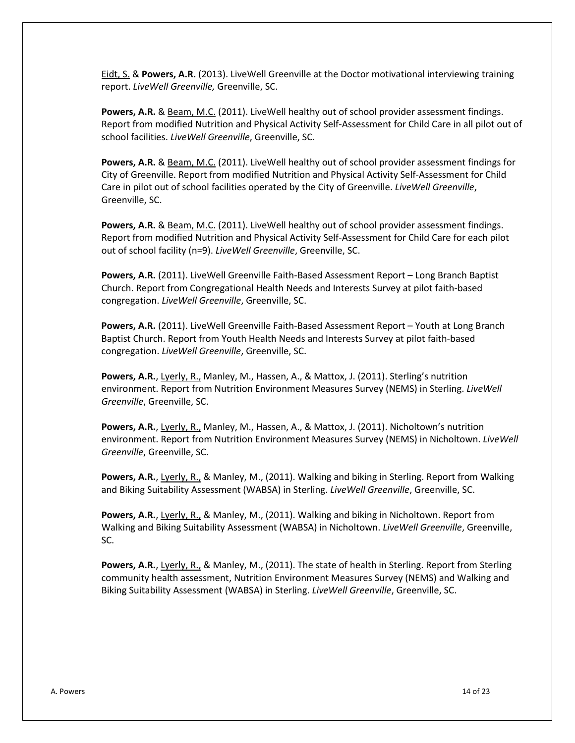Eidt, S. & **Powers, A.R.** (2013). LiveWell Greenville at the Doctor motivational interviewing training report. *LiveWell Greenville,* Greenville, SC.

**Powers, A.R.** & Beam, M.C. (2011). LiveWell healthy out of school provider assessment findings. Report from modified Nutrition and Physical Activity Self-Assessment for Child Care in all pilot out of school facilities. *LiveWell Greenville*, Greenville, SC.

**Powers, A.R.** & Beam, M.C. (2011). LiveWell healthy out of school provider assessment findings for City of Greenville. Report from modified Nutrition and Physical Activity Self-Assessment for Child Care in pilot out of school facilities operated by the City of Greenville. *LiveWell Greenville*, Greenville, SC.

**Powers, A.R.** & Beam, M.C. (2011). LiveWell healthy out of school provider assessment findings. Report from modified Nutrition and Physical Activity Self-Assessment for Child Care for each pilot out of school facility (n=9). *LiveWell Greenville*, Greenville, SC.

**Powers, A.R.** (2011). LiveWell Greenville Faith-Based Assessment Report – Long Branch Baptist Church. Report from Congregational Health Needs and Interests Survey at pilot faith-based congregation. *LiveWell Greenville*, Greenville, SC.

**Powers, A.R.** (2011). LiveWell Greenville Faith-Based Assessment Report – Youth at Long Branch Baptist Church. Report from Youth Health Needs and Interests Survey at pilot faith-based congregation. *LiveWell Greenville*, Greenville, SC.

**Powers, A.R.**, Lyerly, R., Manley, M., Hassen, A., & Mattox, J. (2011). Sterling's nutrition environment. Report from Nutrition Environment Measures Survey (NEMS) in Sterling. *LiveWell Greenville*, Greenville, SC.

**Powers, A.R.**, Lyerly, R., Manley, M., Hassen, A., & Mattox, J. (2011). Nicholtown's nutrition environment. Report from Nutrition Environment Measures Survey (NEMS) in Nicholtown. *LiveWell Greenville*, Greenville, SC.

**Powers, A.R.**, Lyerly, R., & Manley, M., (2011). Walking and biking in Sterling. Report from Walking and Biking Suitability Assessment (WABSA) in Sterling. *LiveWell Greenville*, Greenville, SC.

**Powers, A.R.**, Lyerly, R., & Manley, M., (2011). Walking and biking in Nicholtown. Report from Walking and Biking Suitability Assessment (WABSA) in Nicholtown. *LiveWell Greenville*, Greenville, SC.

**Powers, A.R.**, Lyerly, R., & Manley, M., (2011). The state of health in Sterling. Report from Sterling community health assessment, Nutrition Environment Measures Survey (NEMS) and Walking and Biking Suitability Assessment (WABSA) in Sterling. *LiveWell Greenville*, Greenville, SC.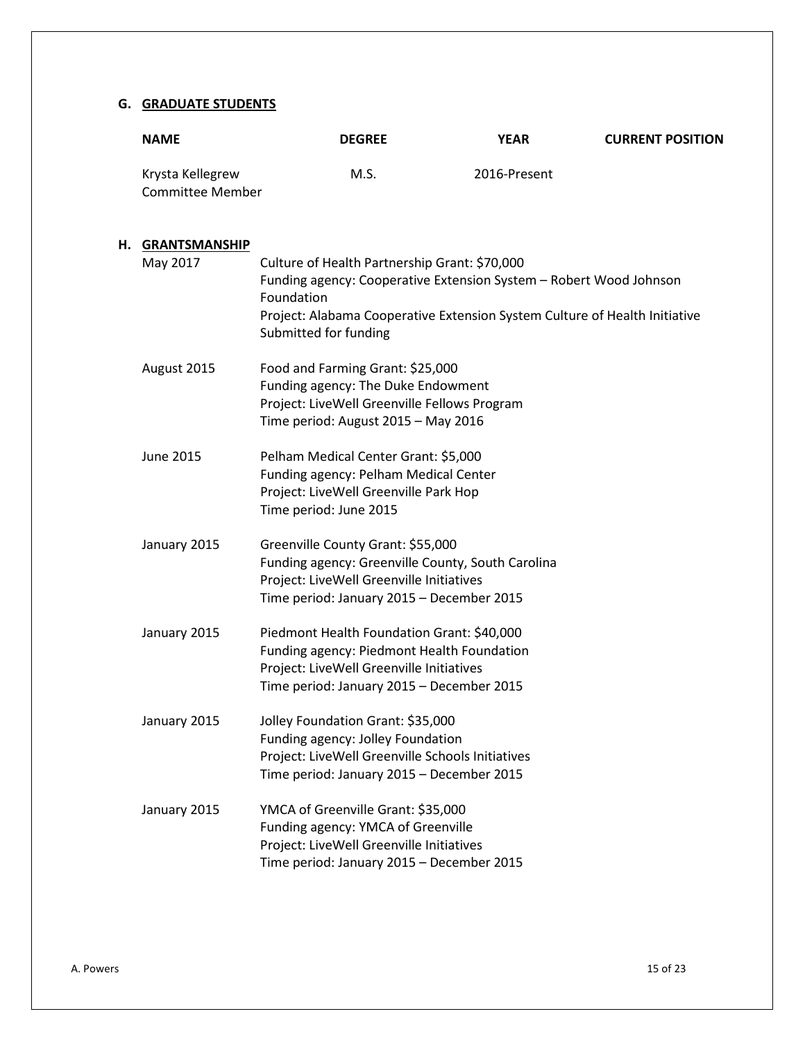## G. GRADUATE STUDENTS

| NAME | DEGREE | YEAR | CURRENT POSITION |
|---|---|---|---|
| Krysta Kellegrew<br>Committee Member | M.S. | 2016-Present | |

## H. GRANTSMANSHIP

**May 2017**
Culture of Health Partnership Grant: $70,000
Funding agency: Cooperative Extension System – Robert Wood Johnson Foundation
Project: Alabama Cooperative Extension System Culture of Health Initiative
Submitted for funding

**August 2015**
Food and Farming Grant: $25,000
Funding agency: The Duke Endowment
Project: LiveWell Greenville Fellows Program
Time period: August 2015 – May 2016

**June 2015**
Pelham Medical Center Grant: $5,000
Funding agency: Pelham Medical Center
Project: LiveWell Greenville Park Hop
Time period: June 2015

**January 2015**
Greenville County Grant: $55,000
Funding agency: Greenville County, South Carolina
Project: LiveWell Greenville Initiatives
Time period: January 2015 – December 2015

**January 2015**
Piedmont Health Foundation Grant: $40,000
Funding agency: Piedmont Health Foundation
Project: LiveWell Greenville Initiatives
Time period: January 2015 – December 2015

**January 2015**
Jolley Foundation Grant: $35,000
Funding agency: Jolley Foundation
Project: LiveWell Greenville Schools Initiatives
Time period: January 2015 – December 2015

**January 2015**
YMCA of Greenville Grant: $35,000
Funding agency: YMCA of Greenville
Project: LiveWell Greenville Initiatives
Time period: January 2015 – December 2015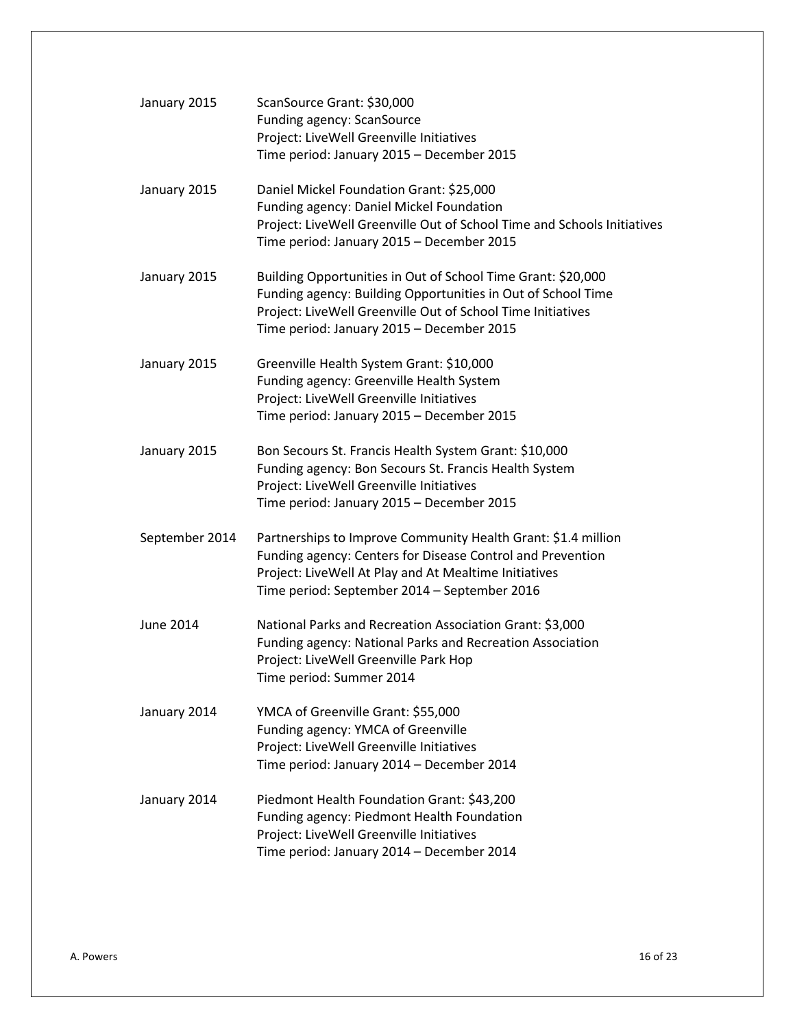| | |
|---|---|
| January 2015 | ScanSource Grant: $30,000<br>Funding agency: ScanSource<br>Project: LiveWell Greenville Initiatives<br>Time period: January 2015 – December 2015 |
| January 2015 | Daniel Mickel Foundation Grant: $25,000<br>Funding agency: Daniel Mickel Foundation<br>Project: LiveWell Greenville Out of School Time and Schools Initiatives<br>Time period: January 2015 – December 2015 |
| January 2015 | Building Opportunities in Out of School Time Grant: $20,000<br>Funding agency: Building Opportunities in Out of School Time<br>Project: LiveWell Greenville Out of School Time Initiatives<br>Time period: January 2015 – December 2015 |
| January 2015 | Greenville Health System Grant: $10,000<br>Funding agency: Greenville Health System<br>Project: LiveWell Greenville Initiatives<br>Time period: January 2015 – December 2015 |
| January 2015 | Bon Secours St. Francis Health System Grant: $10,000<br>Funding agency: Bon Secours St. Francis Health System<br>Project: LiveWell Greenville Initiatives<br>Time period: January 2015 – December 2015 |
| September 2014 | Partnerships to Improve Community Health Grant: $1.4 million<br>Funding agency: Centers for Disease Control and Prevention<br>Project: LiveWell At Play and At Mealtime Initiatives<br>Time period: September 2014 – September 2016 |
| June 2014 | National Parks and Recreation Association Grant: $3,000<br>Funding agency: National Parks and Recreation Association<br>Project: LiveWell Greenville Park Hop<br>Time period: Summer 2014 |
| January 2014 | YMCA of Greenville Grant: $55,000<br>Funding agency: YMCA of Greenville<br>Project: LiveWell Greenville Initiatives<br>Time period: January 2014 – December 2014 |
| January 2014 | Piedmont Health Foundation Grant: $43,200<br>Funding agency: Piedmont Health Foundation<br>Project: LiveWell Greenville Initiatives<br>Time period: January 2014 – December 2014 |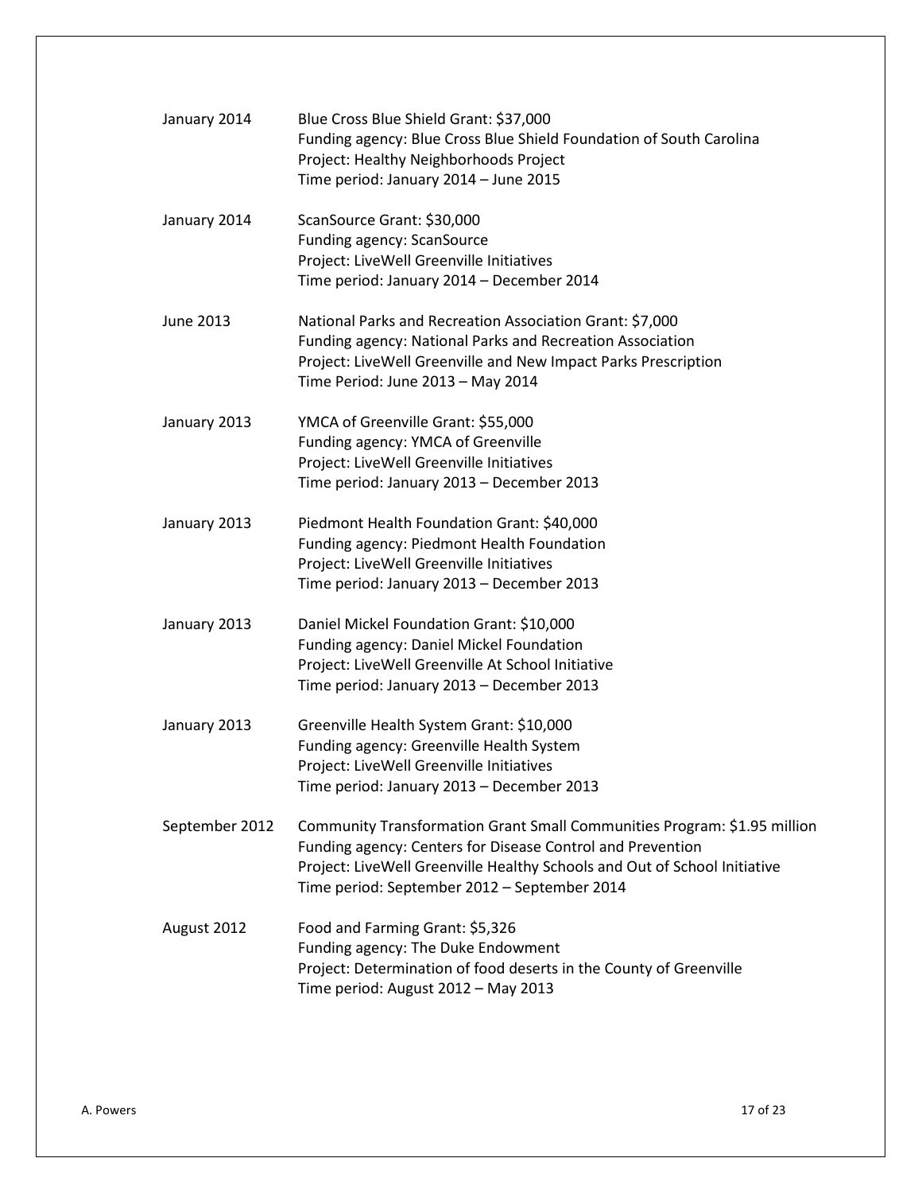January 2014 Blue Cross Blue Shield Grant: $37,000
Funding agency: Blue Cross Blue Shield Foundation of South Carolina
Project: Healthy Neighborhoods Project
Time period: January 2014 – June 2015

January 2014 ScanSource Grant: $30,000
Funding agency: ScanSource
Project: LiveWell Greenville Initiatives
Time period: January 2014 – December 2014

June 2013 National Parks and Recreation Association Grant: $7,000
Funding agency: National Parks and Recreation Association
Project: LiveWell Greenville and New Impact Parks Prescription
Time Period: June 2013 – May 2014

January 2013 YMCA of Greenville Grant: $55,000
Funding agency: YMCA of Greenville
Project: LiveWell Greenville Initiatives
Time period: January 2013 – December 2013

January 2013 Piedmont Health Foundation Grant: $40,000
Funding agency: Piedmont Health Foundation
Project: LiveWell Greenville Initiatives
Time period: January 2013 – December 2013

January 2013 Daniel Mickel Foundation Grant: $10,000
Funding agency: Daniel Mickel Foundation
Project: LiveWell Greenville At School Initiative
Time period: January 2013 – December 2013

January 2013 Greenville Health System Grant: $10,000
Funding agency: Greenville Health System
Project: LiveWell Greenville Initiatives
Time period: January 2013 – December 2013

September 2012 Community Transformation Grant Small Communities Program: $1.95 million
Funding agency: Centers for Disease Control and Prevention
Project: LiveWell Greenville Healthy Schools and Out of School Initiative
Time period: September 2012 – September 2014

August 2012 Food and Farming Grant: $5,326
Funding agency: The Duke Endowment
Project: Determination of food deserts in the County of Greenville
Time period: August 2012 – May 2013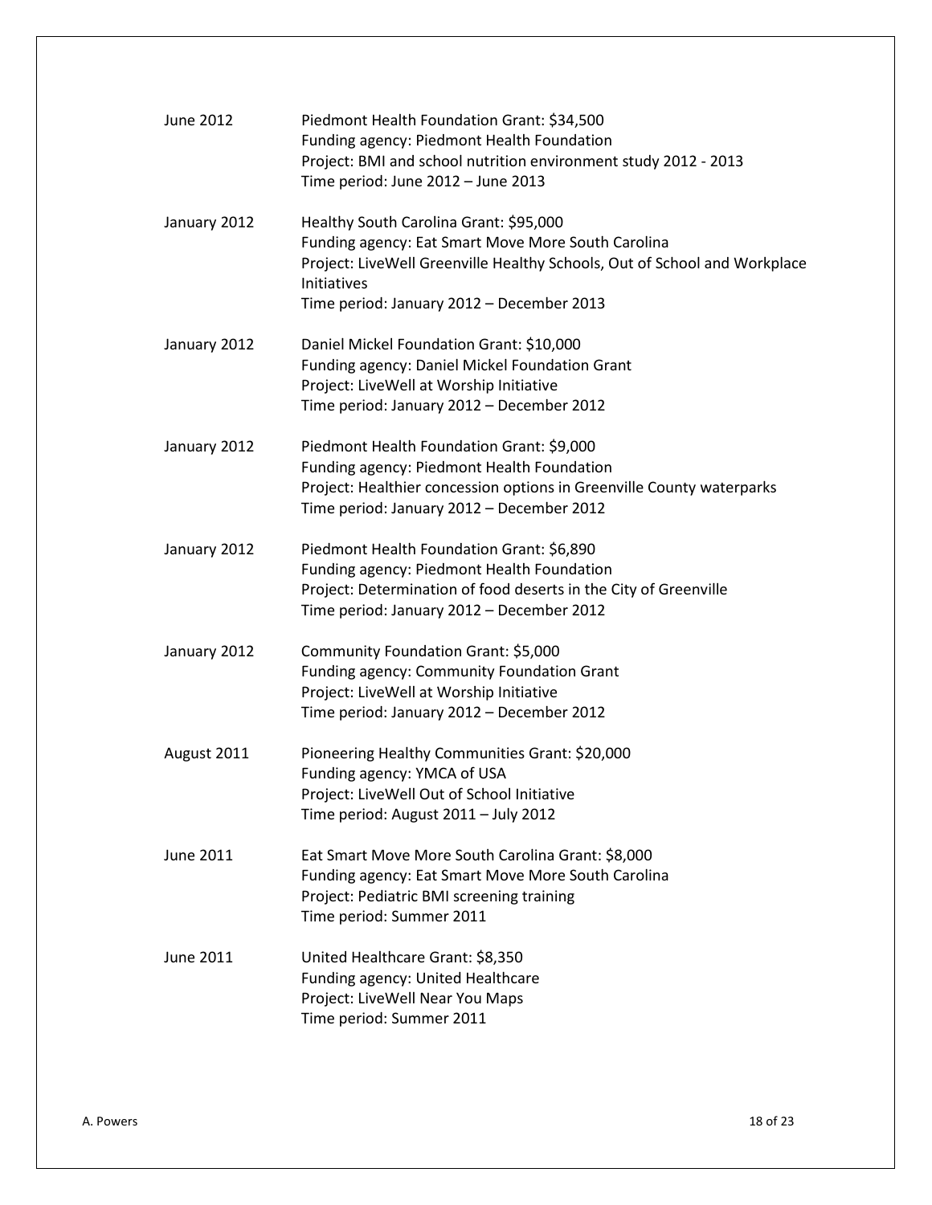June 2012 Piedmont Health Foundation Grant: $34,500
Funding agency: Piedmont Health Foundation
Project: BMI and school nutrition environment study 2012 - 2013
Time period: June 2012 – June 2013

January 2012 Healthy South Carolina Grant: $95,000
Funding agency: Eat Smart Move More South Carolina
Project: LiveWell Greenville Healthy Schools, Out of School and Workplace Initiatives
Time period: January 2012 – December 2013

January 2012 Daniel Mickel Foundation Grant: $10,000
Funding agency: Daniel Mickel Foundation Grant
Project: LiveWell at Worship Initiative
Time period: January 2012 – December 2012

January 2012 Piedmont Health Foundation Grant: $9,000
Funding agency: Piedmont Health Foundation
Project: Healthier concession options in Greenville County waterparks
Time period: January 2012 – December 2012

January 2012 Piedmont Health Foundation Grant: $6,890
Funding agency: Piedmont Health Foundation
Project: Determination of food deserts in the City of Greenville
Time period: January 2012 – December 2012

January 2012 Community Foundation Grant: $5,000
Funding agency: Community Foundation Grant
Project: LiveWell at Worship Initiative
Time period: January 2012 – December 2012

August 2011 Pioneering Healthy Communities Grant: $20,000
Funding agency: YMCA of USA
Project: LiveWell Out of School Initiative
Time period: August 2011 – July 2012

June 2011 Eat Smart Move More South Carolina Grant: $8,000
Funding agency: Eat Smart Move More South Carolina
Project: Pediatric BMI screening training
Time period: Summer 2011

June 2011 United Healthcare Grant: $8,350
Funding agency: United Healthcare
Project: LiveWell Near You Maps
Time period: Summer 2011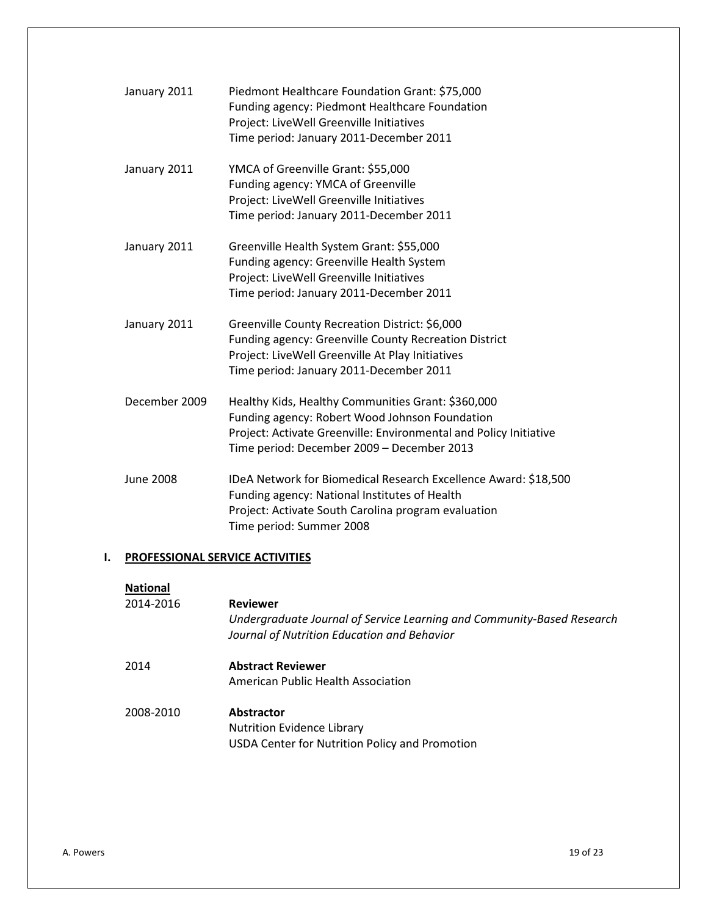January 2011 Piedmont Healthcare Foundation Grant: $75,000
Funding agency: Piedmont Healthcare Foundation
Project: LiveWell Greenville Initiatives
Time period: January 2011-December 2011

January 2011 YMCA of Greenville Grant: $55,000
Funding agency: YMCA of Greenville
Project: LiveWell Greenville Initiatives
Time period: January 2011-December 2011

January 2011 Greenville Health System Grant: $55,000
Funding agency: Greenville Health System
Project: LiveWell Greenville Initiatives
Time period: January 2011-December 2011

January 2011 Greenville County Recreation District: $6,000
Funding agency: Greenville County Recreation District
Project: LiveWell Greenville At Play Initiatives
Time period: January 2011-December 2011

December 2009 Healthy Kids, Healthy Communities Grant: $360,000
Funding agency: Robert Wood Johnson Foundation
Project: Activate Greenville: Environmental and Policy Initiative
Time period: December 2009 – December 2013

June 2008 IDeA Network for Biomedical Research Excellence Award: $18,500
Funding agency: National Institutes of Health
Project: Activate South Carolina program evaluation
Time period: Summer 2008

## I. PROFESSIONAL SERVICE ACTIVITIES

**National**

2014-2016 **Reviewer**
*Undergraduate Journal of Service Learning and Community-Based Research*
*Journal of Nutrition Education and Behavior*

2014 **Abstract Reviewer**
American Public Health Association

2008-2010 **Abstractor**
Nutrition Evidence Library
USDA Center for Nutrition Policy and Promotion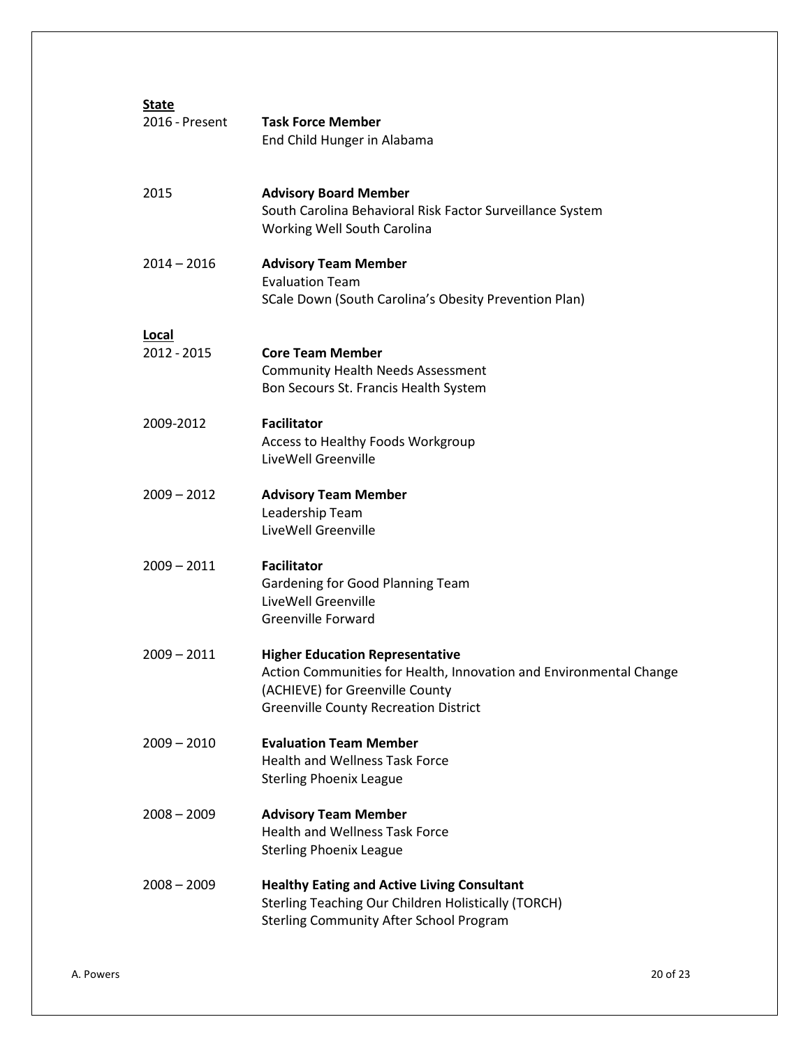**State**

2016 - Present **Task Force Member**
End Child Hunger in Alabama

2015 **Advisory Board Member**
South Carolina Behavioral Risk Factor Surveillance System
Working Well South Carolina

2014 – 2016 **Advisory Team Member**
Evaluation Team
SCale Down (South Carolina's Obesity Prevention Plan)

**Local**

2012 - 2015 **Core Team Member**
Community Health Needs Assessment
Bon Secours St. Francis Health System

2009-2012 **Facilitator**
Access to Healthy Foods Workgroup
LiveWell Greenville

2009 – 2012 **Advisory Team Member**
Leadership Team
LiveWell Greenville

2009 – 2011 **Facilitator**
Gardening for Good Planning Team
LiveWell Greenville
Greenville Forward

2009 – 2011 **Higher Education Representative**
Action Communities for Health, Innovation and Environmental Change (ACHIEVE) for Greenville County
Greenville County Recreation District

2009 – 2010 **Evaluation Team Member**
Health and Wellness Task Force
Sterling Phoenix League

2008 – 2009 **Advisory Team Member**
Health and Wellness Task Force
Sterling Phoenix League

2008 – 2009 **Healthy Eating and Active Living Consultant**
Sterling Teaching Our Children Holistically (TORCH)
Sterling Community After School Program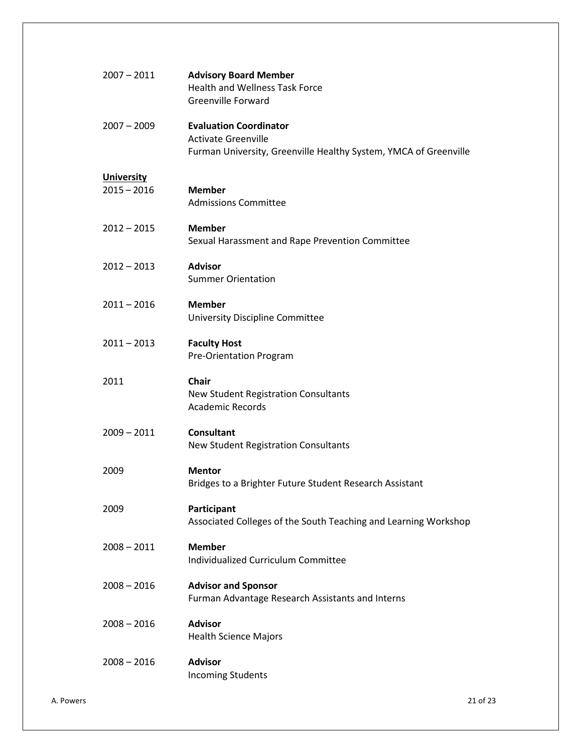2007 – 2011 **Advisory Board Member**
Health and Wellness Task Force
Greenville Forward

2007 – 2009 **Evaluation Coordinator**
Activate Greenville
Furman University, Greenville Healthy System, YMCA of Greenville

**University**

2015 – 2016 **Member**
Admissions Committee

2012 – 2015 **Member**
Sexual Harassment and Rape Prevention Committee

2012 – 2013 **Advisor**
Summer Orientation

2011 – 2016 **Member**
University Discipline Committee

2011 – 2013 **Faculty Host**
Pre-Orientation Program

2011 **Chair**
New Student Registration Consultants
Academic Records

2009 – 2011 **Consultant**
New Student Registration Consultants

2009 **Mentor**
Bridges to a Brighter Future Student Research Assistant

2009 **Participant**
Associated Colleges of the South Teaching and Learning Workshop

2008 – 2011 **Member**
Individualized Curriculum Committee

2008 – 2016 **Advisor and Sponsor**
Furman Advantage Research Assistants and Interns

2008 – 2016 **Advisor**
Health Science Majors

2008 – 2016 **Advisor**
Incoming Students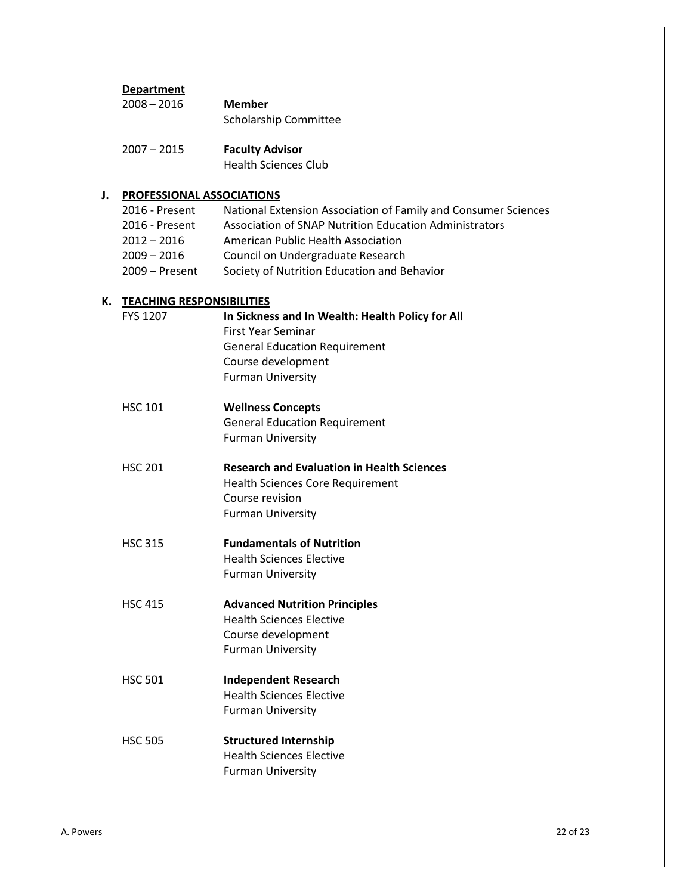**Department**

2008 – 2016 **Member**
Scholarship Committee

2007 – 2015 **Faculty Advisor**
Health Sciences Club

## J. PROFESSIONAL ASSOCIATIONS

| | |
|---|---|
| 2016 - Present | National Extension Association of Family and Consumer Sciences |
| 2016 - Present | Association of SNAP Nutrition Education Administrators |
| 2012 – 2016 | American Public Health Association |
| 2009 – 2016 | Council on Undergraduate Research |
| 2009 – Present | Society of Nutrition Education and Behavior |

## K. TEACHING RESPONSIBILITIES

FYS 1207 **In Sickness and In Wealth: Health Policy for All**
First Year Seminar
General Education Requirement
Course development
Furman University

HSC 101 **Wellness Concepts**
General Education Requirement
Furman University

HSC 201 **Research and Evaluation in Health Sciences**
Health Sciences Core Requirement
Course revision
Furman University

HSC 315 **Fundamentals of Nutrition**
Health Sciences Elective
Furman University

HSC 415 **Advanced Nutrition Principles**
Health Sciences Elective
Course development
Furman University

HSC 501 **Independent Research**
Health Sciences Elective
Furman University

HSC 505 **Structured Internship**
Health Sciences Elective
Furman University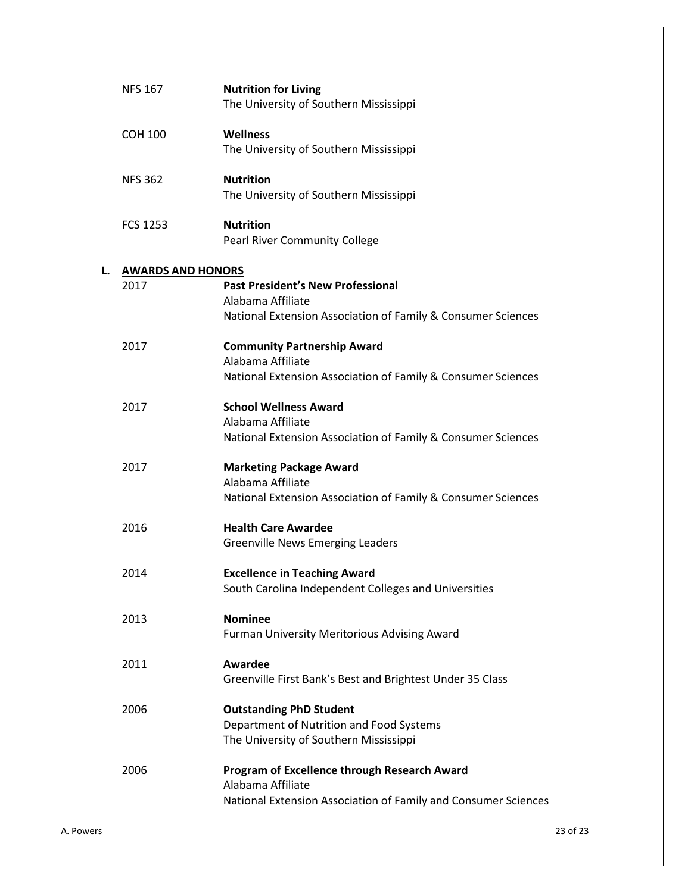NFS 167 **Nutrition for Living**
The University of Southern Mississippi

COH 100 **Wellness**
The University of Southern Mississippi

NFS 362 **Nutrition**
The University of Southern Mississippi

FCS 1253 **Nutrition**
Pearl River Community College

## L. AWARDS AND HONORS

2017 **Past President's New Professional**
Alabama Affiliate
National Extension Association of Family & Consumer Sciences

2017 **Community Partnership Award**
Alabama Affiliate
National Extension Association of Family & Consumer Sciences

2017 **School Wellness Award**
Alabama Affiliate
National Extension Association of Family & Consumer Sciences

2017 **Marketing Package Award**
Alabama Affiliate
National Extension Association of Family & Consumer Sciences

2016 **Health Care Awardee**
Greenville News Emerging Leaders

2014 **Excellence in Teaching Award**
South Carolina Independent Colleges and Universities

2013 **Nominee**
Furman University Meritorious Advising Award

2011 **Awardee**
Greenville First Bank's Best and Brightest Under 35 Class

2006 **Outstanding PhD Student**
Department of Nutrition and Food Systems
The University of Southern Mississippi

2006 **Program of Excellence through Research Award**
Alabama Affiliate
National Extension Association of Family and Consumer Sciences